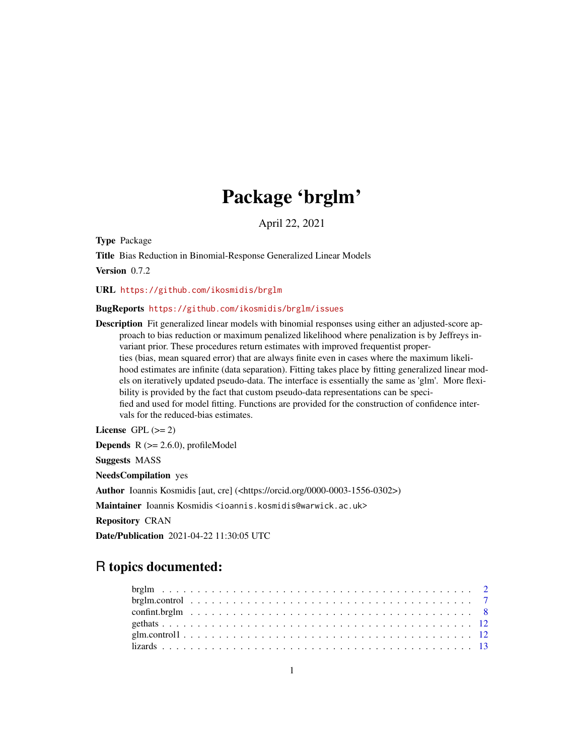# Package 'brglm'

April 22, 2021

**Type** Package

**Title** Bias Reduction in Binomial-Response Generalized Linear Models

**Version** 0.7.2

**URL** https://github.com/ikosmidis/brglm

**BugReports** https://github.com/ikosmidis/brglm/issues

**Description** Fit generalized linear models with binomial responses using either an adjusted-score approach to bias reduction or maximum penalized likelihood where penalization is by Jeffreys invariant prior. These procedures return estimates with improved frequentist properties (bias, mean squared error) that are always finite even in cases where the maximum likelihood estimates are infinite (data separation). Fitting takes place by fitting generalized linear models on iteratively updated pseudo-data. The interface is essentially the same as 'glm'. More flexibility is provided by the fact that custom pseudo-data representations can be specified and used for model fitting. Functions are provided for the construction of confidence intervals for the reduced-bias estimates.

**License** GPL (>= 2)

**Depends** R (>= 2.6.0), profileModel

**Suggests** MASS

**NeedsCompilation** yes

**Author** Ioannis Kosmidis [aut, cre] (<https://orcid.org/0000-0003-1556-0302>)

**Maintainer** Ioannis Kosmidis <ioannis.kosmidis@warwick.ac.uk>

**Repository** CRAN

**Date/Publication** 2021-04-22 11:30:05 UTC

## R topics documented:

brglm . . . . . . . . . . . . . . . . . . . . . . . . . . . . . . . . . . . . . . . . . . 2
brglm.control . . . . . . . . . . . . . . . . . . . . . . . . . . . . . . . . . . . . . . 7
confint.brglm . . . . . . . . . . . . . . . . . . . . . . . . . . . . . . . . . . . . . . 8
gethats . . . . . . . . . . . . . . . . . . . . . . . . . . . . . . . . . . . . . . . . . 12
glm.control1 . . . . . . . . . . . . . . . . . . . . . . . . . . . . . . . . . . . . . . 12
lizards . . . . . . . . . . . . . . . . . . . . . . . . . . . . . . . . . . . . . . . . . 13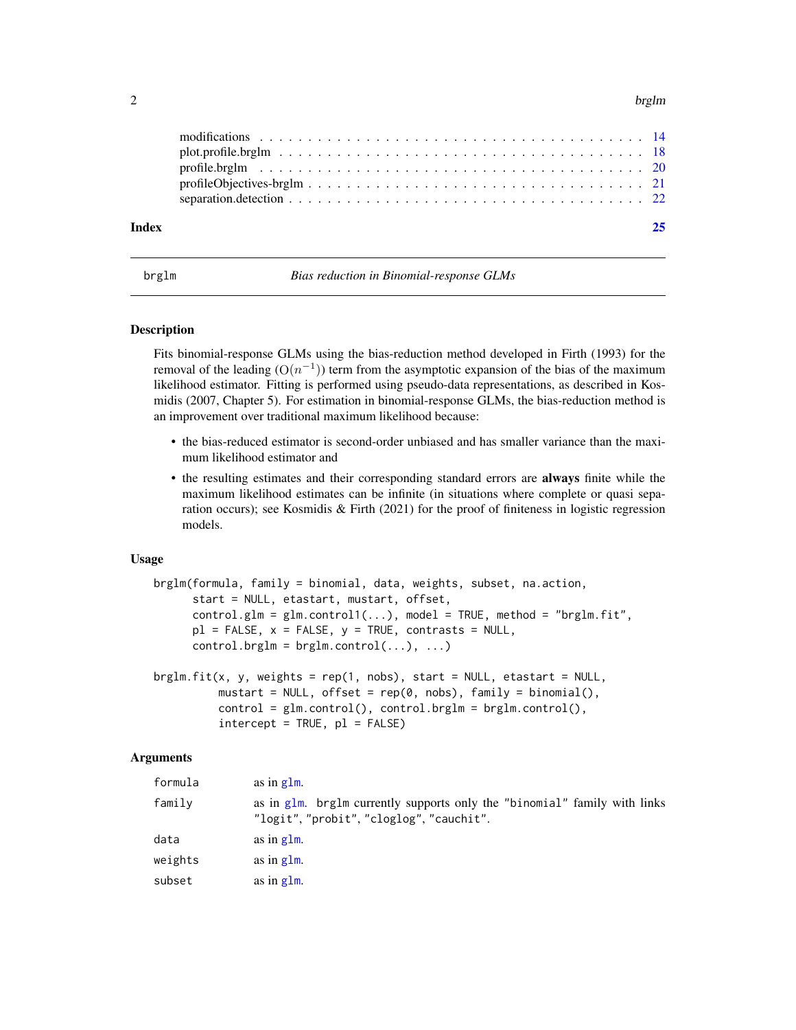| | |
|---|---|
| modifications | 14 |
| plot.profile.brglm | 18 |
| profile.brglm | 20 |
| profileObjectives-brglm | 21 |
| separation.detection | 22 |

**Index** **25**

---

brglm *Bias reduction in Binomial-response GLMs*

---

## Description

Fits binomial-response GLMs using the bias-reduction method developed in Firth (1993) for the removal of the leading ($O(n^{-1})$) term from the asymptotic expansion of the bias of the maximum likelihood estimator. Fitting is performed using pseudo-data representations, as described in Kosmidis (2007, Chapter 5). For estimation in binomial-response GLMs, the bias-reduction method is an improvement over traditional maximum likelihood because:

- the bias-reduced estimator is second-order unbiased and has smaller variance than the maximum likelihood estimator and
- the resulting estimates and their corresponding standard errors are **always** finite while the maximum likelihood estimates can be infinite (in situations where complete or quasi separation occurs); see Kosmidis & Firth (2021) for the proof of finiteness in logistic regression models.

## Usage

```
brglm(formula, family = binomial, data, weights, subset, na.action,
      start = NULL, etastart, mustart, offset,
      control.glm = glm.control1(...), model = TRUE, method = "brglm.fit",
      pl = FALSE, x = FALSE, y = TRUE, contrasts = NULL,
      control.brglm = brglm.control(...), ...)

brglm.fit(x, y, weights = rep(1, nobs), start = NULL, etastart = NULL,
          mustart = NULL, offset = rep(0, nobs), family = binomial(),
          control = glm.control(), control.brglm = brglm.control(),
          intercept = TRUE, pl = FALSE)
```

## Arguments

| | |
|---|---|
| `formula` | as in `glm`. |
| `family` | as in `glm`. `brglm` currently supports only the `"binomial"` family with links `"logit"`, `"probit"`, `"cloglog"`, `"cauchit"`. |
| `data` | as in `glm`. |
| `weights` | as in `glm`. |
| `subset` | as in `glm`. |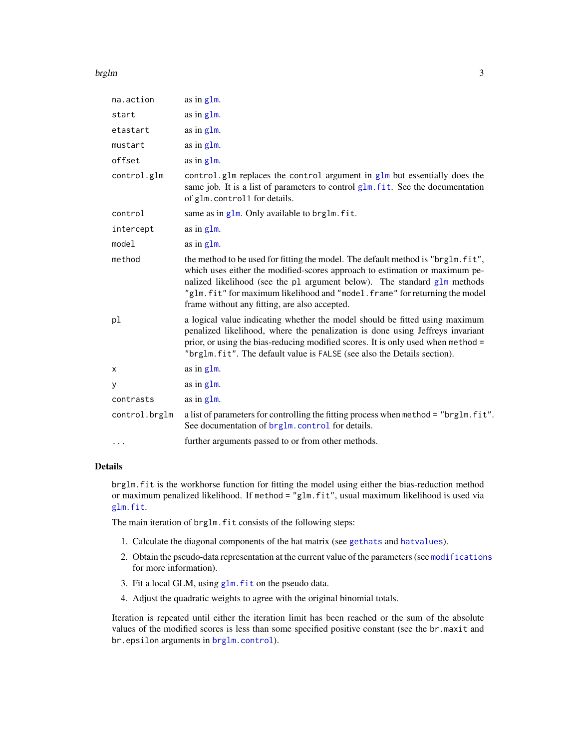| | |
|---|---|
| `na.action` | as in `glm`. |
| `start` | as in `glm`. |
| `etastart` | as in `glm`. |
| `mustart` | as in `glm`. |
| `offset` | as in `glm`. |
| `control.glm` | `control.glm` replaces the `control` argument in `glm` but essentially does the same job. It is a list of parameters to control `glm.fit`. See the documentation of `glm.control1` for details. |
| `control` | same as in `glm`. Only available to `brglm.fit`. |
| `intercept` | as in `glm`. |
| `model` | as in `glm`. |
| `method` | the method to be used for fitting the model. The default method is `"brglm.fit"`, which uses either the modified-scores approach to estimation or maximum penalized likelihood (see the `pl` argument below). The standard `glm` methods `"glm.fit"` for maximum likelihood and `"model.frame"` for returning the model frame without any fitting, are also accepted. |
| `pl` | a logical value indicating whether the model should be fitted using maximum penalized likelihood, where the penalization is done using Jeffreys invariant prior, or using the bias-reducing modified scores. It is only used when `method = "brglm.fit"`. The default value is `FALSE` (see also the Details section). |
| `x` | as in `glm`. |
| `y` | as in `glm`. |
| `contrasts` | as in `glm`. |
| `control.brglm` | a list of parameters for controlling the fitting process when `method = "brglm.fit"`. See documentation of `brglm.control` for details. |
| `...` | further arguments passed to or from other methods. |

## Details

`brglm.fit` is the workhorse function for fitting the model using either the bias-reduction method or maximum penalized likelihood. If `method = "glm.fit"`, usual maximum likelihood is used via `glm.fit`.

The main iteration of `brglm.fit` consists of the following steps:

1. Calculate the diagonal components of the hat matrix (see `gethats` and `hatvalues`).
2. Obtain the pseudo-data representation at the current value of the parameters (see `modifications` for more information).
3. Fit a local GLM, using `glm.fit` on the pseudo data.
4. Adjust the quadratic weights to agree with the original binomial totals.

Iteration is repeated until either the iteration limit has been reached or the sum of the absolute values of the modified scores is less than some specified positive constant (see the `br.maxit` and `br.epsilon` arguments in `brglm.control`).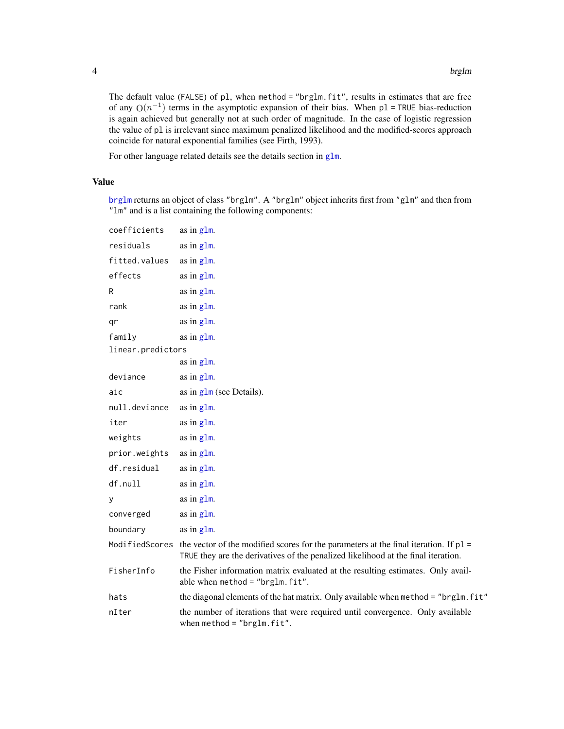The default value (`FALSE`) of `pl`, when `method = "brglm.fit"`, results in estimates that are free of any $O(n^{-1})$ terms in the asymptotic expansion of their bias. When `pl = TRUE` bias-reduction is again achieved but generally not at such order of magnitude. In the case of logistic regression the value of `pl` is irrelevant since maximum penalized likelihood and the modified-scores approach coincide for natural exponential families (see Firth, 1993).

For other language related details see the details section in `glm`.

## Value

`brglm` returns an object of class `"brglm"`. A `"brglm"` object inherits first from `"glm"` and then from `"lm"` and is a list containing the following components:

| | |
|---|---|
| `coefficients` | as in `glm`. |
| `residuals` | as in `glm`. |
| `fitted.values` | as in `glm`. |
| `effects` | as in `glm`. |
| `R` | as in `glm`. |
| `rank` | as in `glm`. |
| `qr` | as in `glm`. |
| `family` | as in `glm`. |
| `linear.predictors` | as in `glm`. |
| `deviance` | as in `glm`. |
| `aic` | as in `glm` (see Details). |
| `null.deviance` | as in `glm`. |
| `iter` | as in `glm`. |
| `weights` | as in `glm`. |
| `prior.weights` | as in `glm`. |
| `df.residual` | as in `glm`. |
| `df.null` | as in `glm`. |
| `y` | as in `glm`. |
| `converged` | as in `glm`. |
| `boundary` | as in `glm`. |
| `ModifiedScores` | the vector of the modified scores for the parameters at the final iteration. If `pl = TRUE` they are the derivatives of the penalized likelihood at the final iteration. |
| `FisherInfo` | the Fisher information matrix evaluated at the resulting estimates. Only available when `method = "brglm.fit"`. |
| `hats` | the diagonal elements of the hat matrix. Only available when `method = "brglm.fit"` |
| `nIter` | the number of iterations that were required until convergence. Only available when `method = "brglm.fit"`. |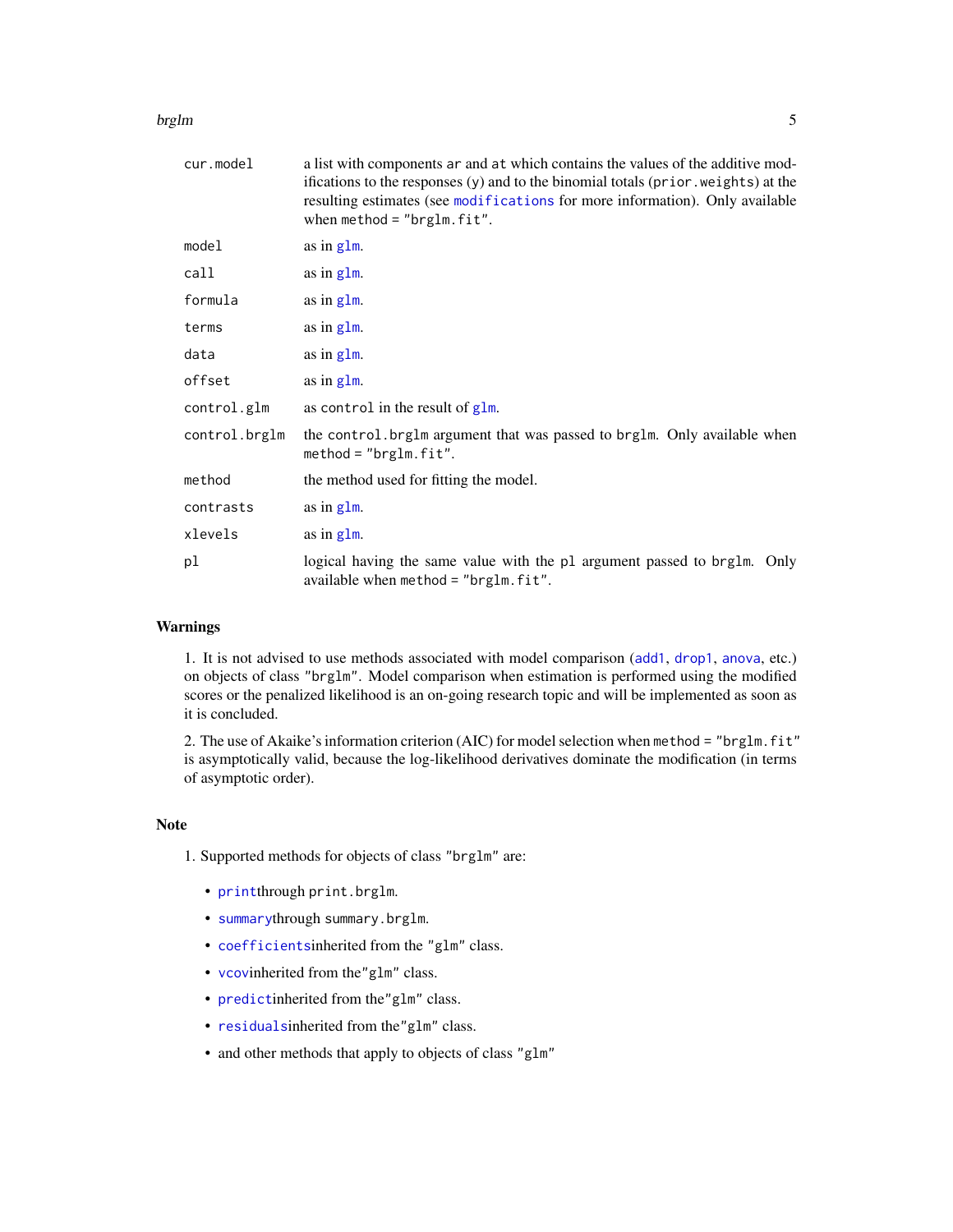| | |
|---|---|
| `cur.model` | a list with components `ar` and `at` which contains the values of the additive modifications to the responses (`y`) and to the binomial totals (`prior.weights`) at the resulting estimates (see `modifications` for more information). Only available when `method = "brglm.fit"`. |
| `model` | as in `glm`. |
| `call` | as in `glm`. |
| `formula` | as in `glm`. |
| `terms` | as in `glm`. |
| `data` | as in `glm`. |
| `offset` | as in `glm`. |
| `control.glm` | as `control` in the result of `glm`. |
| `control.brglm` | the `control.brglm` argument that was passed to `brglm`. Only available when `method = "brglm.fit"`. |
| `method` | the method used for fitting the model. |
| `contrasts` | as in `glm`. |
| `xlevels` | as in `glm`. |
| `pl` | logical having the same value with the `pl` argument passed to `brglm`. Only available when `method = "brglm.fit"`. |

## Warnings

1. It is not advised to use methods associated with model comparison (`add1`, `drop1`, `anova`, etc.) on objects of class `"brglm"`. Model comparison when estimation is performed using the modified scores or the penalized likelihood is an on-going research topic and will be implemented as soon as it is concluded.

2. The use of Akaike's information criterion (AIC) for model selection when `method = "brglm.fit"` is asymptotically valid, because the log-likelihood derivatives dominate the modification (in terms of asymptotic order).

## Note

1. Supported methods for objects of class `"brglm"` are:

- `print`through `print.brglm`.
- `summary`through `summary.brglm`.
- `coefficients`inherited from the `"glm"` class.
- `vcov`inherited from the`"glm"` class.
- `predict`inherited from the`"glm"` class.
- `residuals`inherited from the`"glm"` class.
- and other methods that apply to objects of class `"glm"`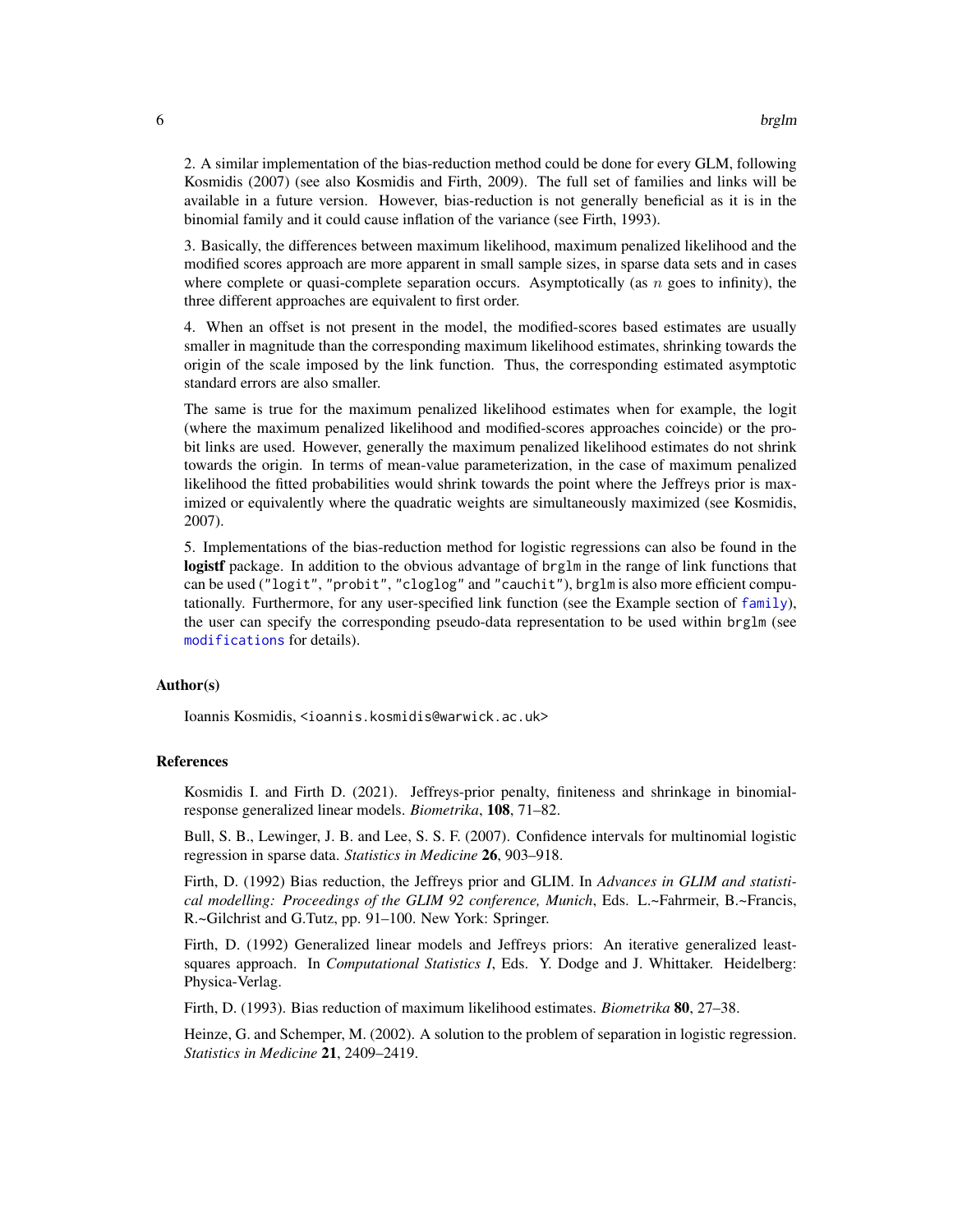2. A similar implementation of the bias-reduction method could be done for every GLM, following Kosmidis (2007) (see also Kosmidis and Firth, 2009). The full set of families and links will be available in a future version. However, bias-reduction is not generally beneficial as it is in the binomial family and it could cause inflation of the variance (see Firth, 1993).

3. Basically, the differences between maximum likelihood, maximum penalized likelihood and the modified scores approach are more apparent in small sample sizes, in sparse data sets and in cases where complete or quasi-complete separation occurs. Asymptotically (as $n$ goes to infinity), the three different approaches are equivalent to first order.

4. When an offset is not present in the model, the modified-scores based estimates are usually smaller in magnitude than the corresponding maximum likelihood estimates, shrinking towards the origin of the scale imposed by the link function. Thus, the corresponding estimated asymptotic standard errors are also smaller.

The same is true for the maximum penalized likelihood estimates when for example, the logit (where the maximum penalized likelihood and modified-scores approaches coincide) or the probit links are used. However, generally the maximum penalized likelihood estimates do not shrink towards the origin. In terms of mean-value parameterization, in the case of maximum penalized likelihood the fitted probabilities would shrink towards the point where the Jeffreys prior is maximized or equivalently where the quadratic weights are simultaneously maximized (see Kosmidis, 2007).

5. Implementations of the bias-reduction method for logistic regressions can also be found in the **logistf** package. In addition to the obvious advantage of `brglm` in the range of link functions that can be used (`"logit"`, `"probit"`, `"cloglog"` and `"cauchit"`), `brglm` is also more efficient computationally. Furthermore, for any user-specified link function (see the Example section of `family`), the user can specify the corresponding pseudo-data representation to be used within `brglm` (see `modifications` for details).

## Author(s)

Ioannis Kosmidis, <ioannis.kosmidis@warwick.ac.uk>

## References

Kosmidis I. and Firth D. (2021). Jeffreys-prior penalty, finiteness and shrinkage in binomial-response generalized linear models. *Biometrika*, **108**, 71–82.

Bull, S. B., Lewinger, J. B. and Lee, S. S. F. (2007). Confidence intervals for multinomial logistic regression in sparse data. *Statistics in Medicine* **26**, 903–918.

Firth, D. (1992) Bias reduction, the Jeffreys prior and GLIM. In *Advances in GLIM and statistical modelling: Proceedings of the GLIM 92 conference, Munich*, Eds. L.~Fahrmeir, B.~Francis, R.~Gilchrist and G.Tutz, pp. 91–100. New York: Springer.

Firth, D. (1992) Generalized linear models and Jeffreys priors: An iterative generalized least-squares approach. In *Computational Statistics I*, Eds. Y. Dodge and J. Whittaker. Heidelberg: Physica-Verlag.

Firth, D. (1993). Bias reduction of maximum likelihood estimates. *Biometrika* **80**, 27–38.

Heinze, G. and Schemper, M. (2002). A solution to the problem of separation in logistic regression. *Statistics in Medicine* **21**, 2409–2419.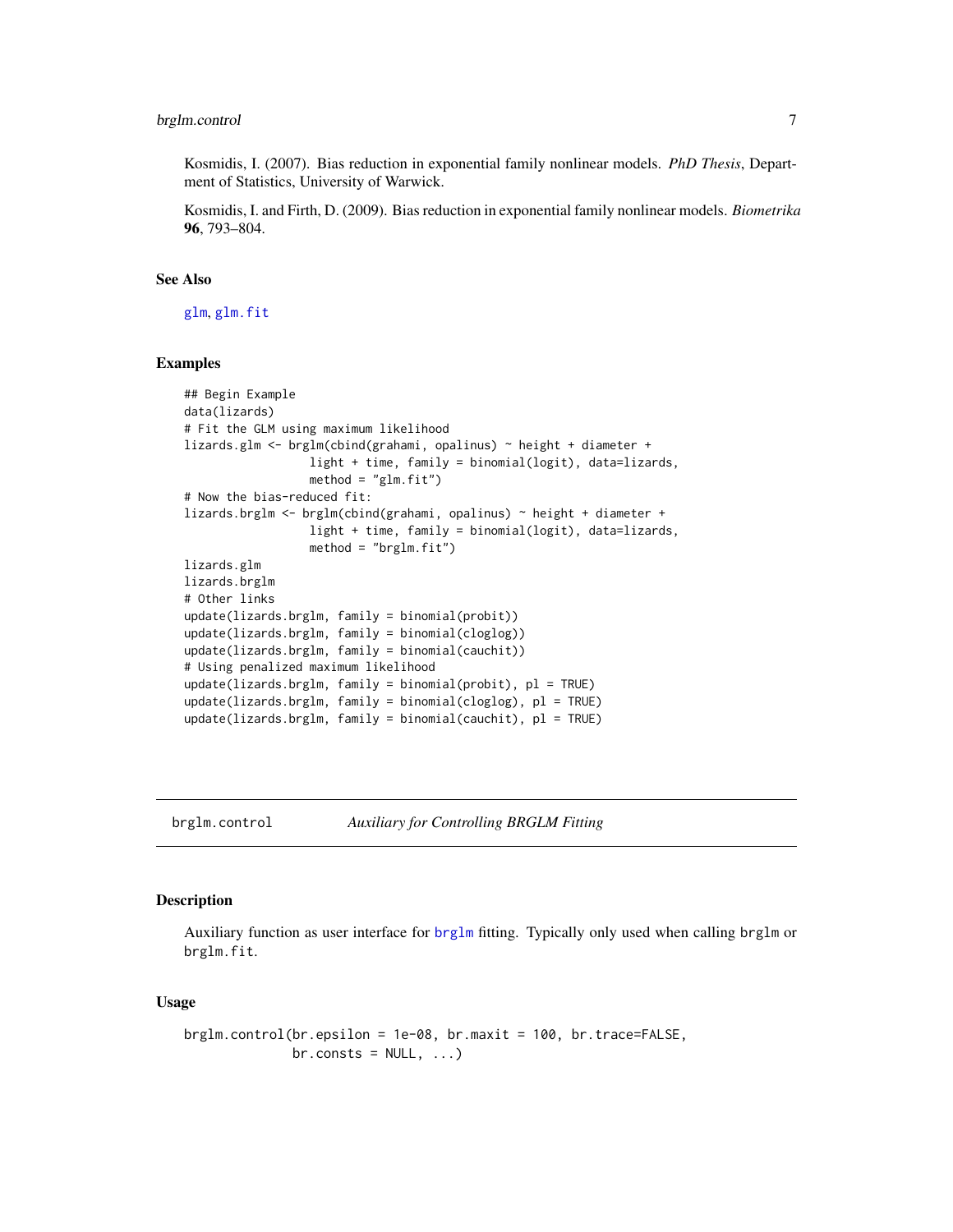Kosmidis, I. (2007). Bias reduction in exponential family nonlinear models. *PhD Thesis*, Department of Statistics, University of Warwick.

Kosmidis, I. and Firth, D. (2009). Bias reduction in exponential family nonlinear models. *Biometrika* **96**, 793–804.

### See Also

glm, glm.fit

### Examples

```
## Begin Example
data(lizards)
# Fit the GLM using maximum likelihood
lizards.glm <- brglm(cbind(grahami, opalinus) ~ height + diameter +
                  light + time, family = binomial(logit), data=lizards,
                  method = "glm.fit")
# Now the bias-reduced fit:
lizards.brglm <- brglm(cbind(grahami, opalinus) ~ height + diameter +
                  light + time, family = binomial(logit), data=lizards,
                  method = "brglm.fit")
lizards.glm
lizards.brglm
# Other links
update(lizards.brglm, family = binomial(probit))
update(lizards.brglm, family = binomial(cloglog))
update(lizards.brglm, family = binomial(cauchit))
# Using penalized maximum likelihood
update(lizards.brglm, family = binomial(probit), pl = TRUE)
update(lizards.brglm, family = binomial(cloglog), pl = TRUE)
update(lizards.brglm, family = binomial(cauchit), pl = TRUE)
```

---

## brglm.control — *Auxiliary for Controlling BRGLM Fitting*

---

### Description

Auxiliary function as user interface for brglm fitting. Typically only used when calling brglm or brglm.fit.

### Usage

```
brglm.control(br.epsilon = 1e-08, br.maxit = 100, br.trace=FALSE,
              br.consts = NULL, ...)
```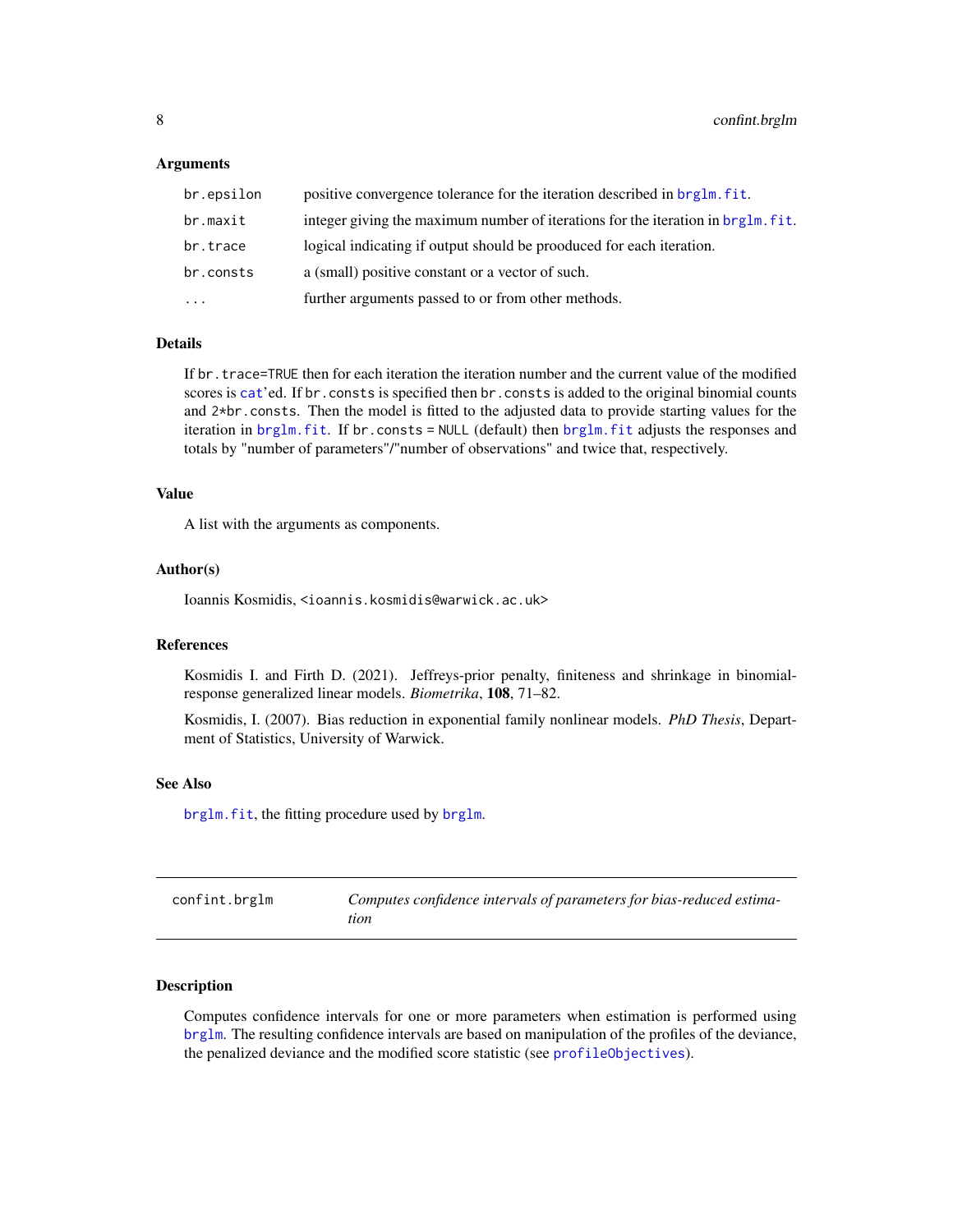### Arguments

| | |
|---|---|
| `br.epsilon` | positive convergence tolerance for the iteration described in `brglm.fit`. |
| `br.maxit` | integer giving the maximum number of iterations for the iteration in `brglm.fit`. |
| `br.trace` | logical indicating if output should be prooduced for each iteration. |
| `br.consts` | a (small) positive constant or a vector of such. |
| `...` | further arguments passed to or from other methods. |

### Details

If `br.trace=TRUE` then for each iteration the iteration number and the current value of the modified scores is `cat`'ed. If `br.consts` is specified then `br.consts` is added to the original binomial counts and `2*br.consts`. Then the model is fitted to the adjusted data to provide starting values for the iteration in `brglm.fit`. If `br.consts = NULL` (default) then `brglm.fit` adjusts the responses and totals by "number of parameters"/"number of observations" and twice that, respectively.

### Value

A list with the arguments as components.

### Author(s)

Ioannis Kosmidis, <ioannis.kosmidis@warwick.ac.uk>

### References

Kosmidis I. and Firth D. (2021). Jeffreys-prior penalty, finiteness and shrinkage in binomial-response generalized linear models. *Biometrika*, **108**, 71–82.

Kosmidis, I. (2007). Bias reduction in exponential family nonlinear models. *PhD Thesis*, Department of Statistics, University of Warwick.

### See Also

`brglm.fit`, the fitting procedure used by `brglm`.

---

## confint.brglm — *Computes confidence intervals of parameters for bias-reduced estimation*

---

### Description

Computes confidence intervals for one or more parameters when estimation is performed using `brglm`. The resulting confidence intervals are based on manipulation of the profiles of the deviance, the penalized deviance and the modified score statistic (see `profileObjectives`).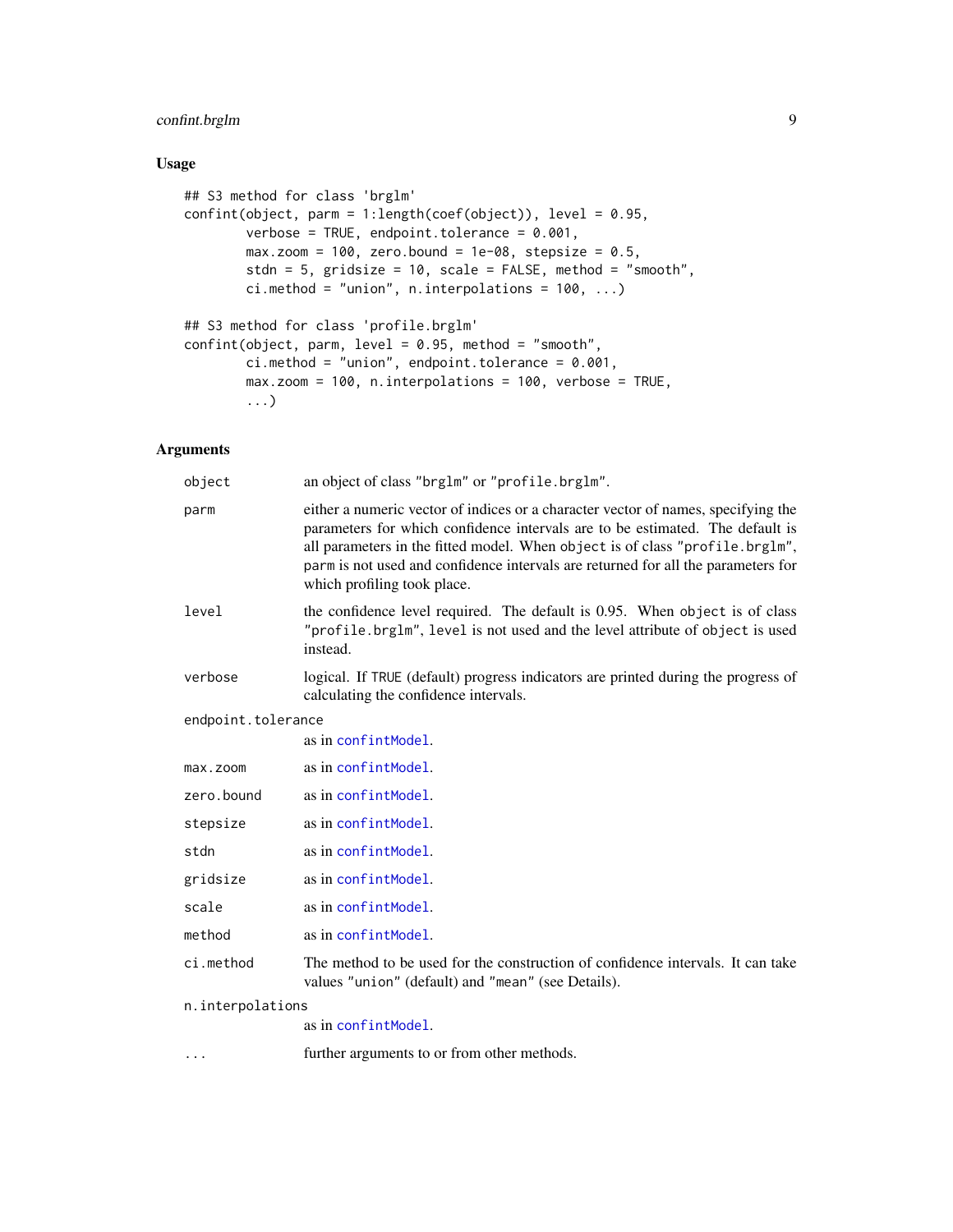### Usage

```
## S3 method for class 'brglm'
confint(object, parm = 1:length(coef(object)), level = 0.95,
        verbose = TRUE, endpoint.tolerance = 0.001,
        max.zoom = 100, zero.bound = 1e-08, stepsize = 0.5,
        stdn = 5, gridsize = 10, scale = FALSE, method = "smooth",
        ci.method = "union", n.interpolations = 100, ...)

## S3 method for class 'profile.brglm'
confint(object, parm, level = 0.95, method = "smooth",
        ci.method = "union", endpoint.tolerance = 0.001,
        max.zoom = 100, n.interpolations = 100, verbose = TRUE,
        ...)
```

### Arguments

| | |
|---|---|
| `object` | an object of class "brglm" or "profile.brglm". |
| `parm` | either a numeric vector of indices or a character vector of names, specifying the parameters for which confidence intervals are to be estimated. The default is all parameters in the fitted model. When `object` is of class "profile.brglm", `parm` is not used and confidence intervals are returned for all the parameters for which profiling took place. |
| `level` | the confidence level required. The default is 0.95. When `object` is of class "profile.brglm", `level` is not used and the level attribute of `object` is used instead. |
| `verbose` | logical. If TRUE (default) progress indicators are printed during the progress of calculating the confidence intervals. |
| `endpoint.tolerance` | as in `confintModel`. |
| `max.zoom` | as in `confintModel`. |
| `zero.bound` | as in `confintModel`. |
| `stepsize` | as in `confintModel`. |
| `stdn` | as in `confintModel`. |
| `gridsize` | as in `confintModel`. |
| `scale` | as in `confintModel`. |
| `method` | as in `confintModel`. |
| `ci.method` | The method to be used for the construction of confidence intervals. It can take values "union" (default) and "mean" (see Details). |
| `n.interpolations` | as in `confintModel`. |
| `...` | further arguments to or from other methods. |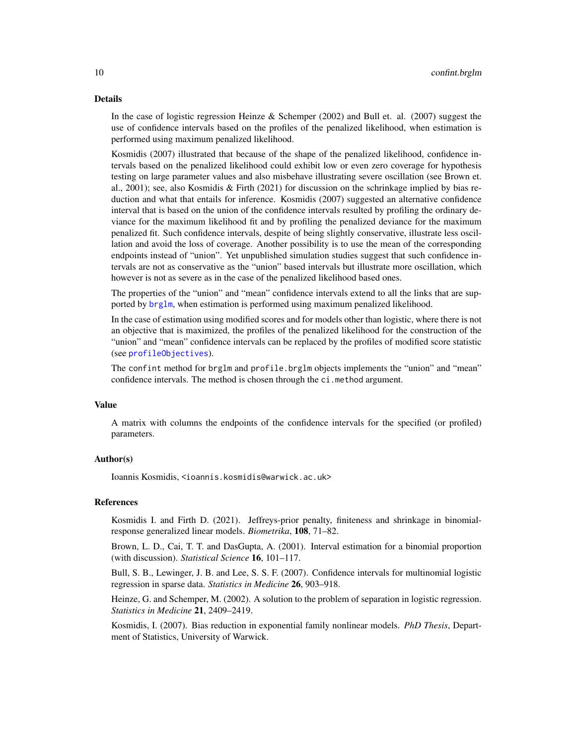## Details

In the case of logistic regression Heinze & Schemper (2002) and Bull et. al. (2007) suggest the use of confidence intervals based on the profiles of the penalized likelihood, when estimation is performed using maximum penalized likelihood.

Kosmidis (2007) illustrated that because of the shape of the penalized likelihood, confidence intervals based on the penalized likelihood could exhibit low or even zero coverage for hypothesis testing on large parameter values and also misbehave illustrating severe oscillation (see Brown et. al., 2001); see, also Kosmidis & Firth (2021) for discussion on the schrinkage implied by bias reduction and what that entails for inference. Kosmidis (2007) suggested an alternative confidence interval that is based on the union of the confidence intervals resulted by profiling the ordinary deviance for the maximum likelihood fit and by profiling the penalized deviance for the maximum penalized fit. Such confidence intervals, despite of being slightly conservative, illustrate less oscillation and avoid the loss of coverage. Another possibility is to use the mean of the corresponding endpoints instead of "union". Yet unpublished simulation studies suggest that such confidence intervals are not as conservative as the "union" based intervals but illustrate more oscillation, which however is not as severe as in the case of the penalized likelihood based ones.

The properties of the "union" and "mean" confidence intervals extend to all the links that are supported by `brglm`, when estimation is performed using maximum penalized likelihood.

In the case of estimation using modified scores and for models other than logistic, where there is not an objective that is maximized, the profiles of the penalized likelihood for the construction of the "union" and "mean" confidence intervals can be replaced by the profiles of modified score statistic (see `profileObjectives`).

The `confint` method for `brglm` and `profile.brglm` objects implements the "union" and "mean" confidence intervals. The method is chosen through the `ci.method` argument.

## Value

A matrix with columns the endpoints of the confidence intervals for the specified (or profiled) parameters.

## Author(s)

Ioannis Kosmidis, `<ioannis.kosmidis@warwick.ac.uk>`

## References

Kosmidis I. and Firth D. (2021). Jeffreys-prior penalty, finiteness and shrinkage in binomial-response generalized linear models. *Biometrika*, **108**, 71–82.

Brown, L. D., Cai, T. T. and DasGupta, A. (2001). Interval estimation for a binomial proportion (with discussion). *Statistical Science* **16**, 101–117.

Bull, S. B., Lewinger, J. B. and Lee, S. S. F. (2007). Confidence intervals for multinomial logistic regression in sparse data. *Statistics in Medicine* **26**, 903–918.

Heinze, G. and Schemper, M. (2002). A solution to the problem of separation in logistic regression. *Statistics in Medicine* **21**, 2409–2419.

Kosmidis, I. (2007). Bias reduction in exponential family nonlinear models. *PhD Thesis*, Department of Statistics, University of Warwick.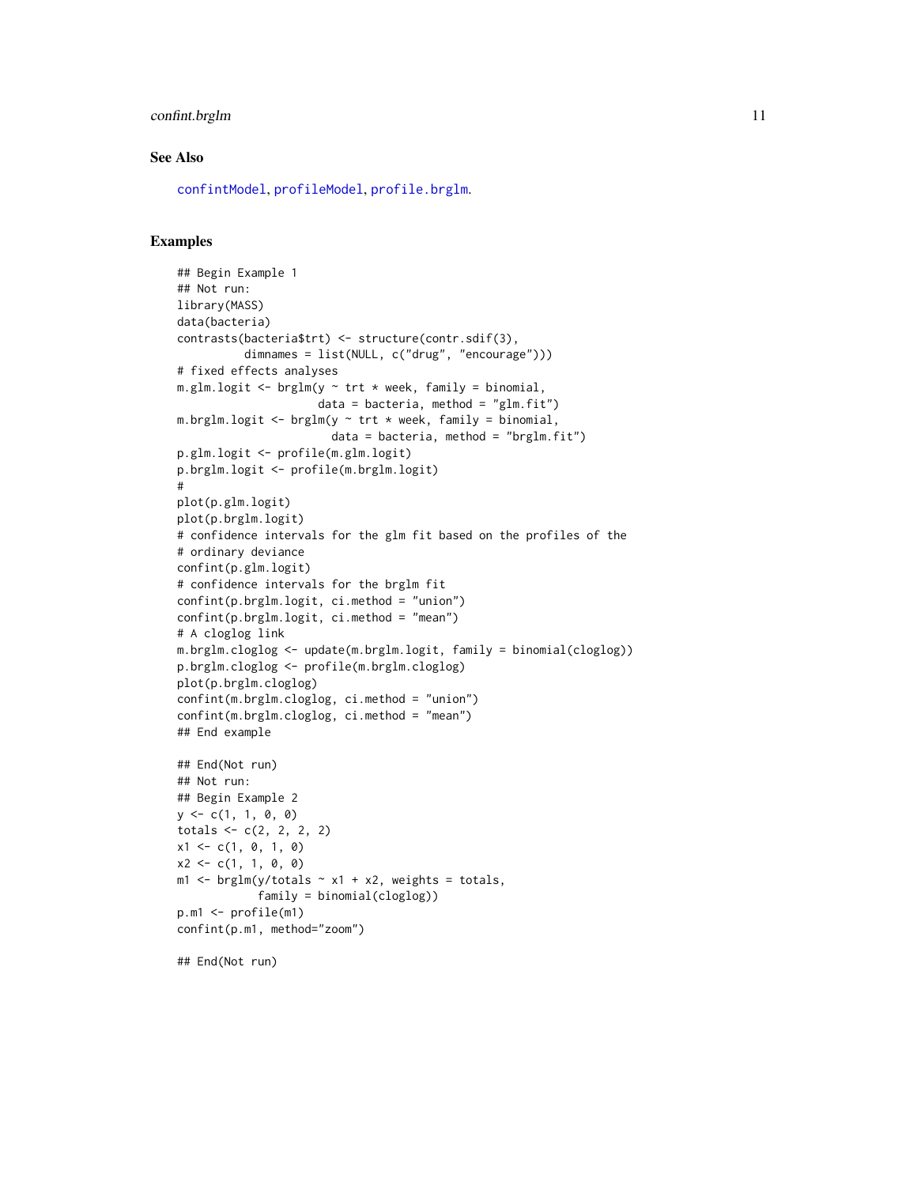## See Also

confintModel, profileModel, profile.brglm.

## Examples

```
## Begin Example 1
## Not run:
library(MASS)
data(bacteria)
contrasts(bacteria$trt) <- structure(contr.sdif(3),
          dimnames = list(NULL, c("drug", "encourage")))
# fixed effects analyses
m.glm.logit <- brglm(y ~ trt * week, family = binomial,
                     data = bacteria, method = "glm.fit")
m.brglm.logit <- brglm(y ~ trt * week, family = binomial,
                       data = bacteria, method = "brglm.fit")
p.glm.logit <- profile(m.glm.logit)
p.brglm.logit <- profile(m.brglm.logit)
#
plot(p.glm.logit)
plot(p.brglm.logit)
# confidence intervals for the glm fit based on the profiles of the
# ordinary deviance
confint(p.glm.logit)
# confidence intervals for the brglm fit
confint(p.brglm.logit, ci.method = "union")
confint(p.brglm.logit, ci.method = "mean")
# A cloglog link
m.brglm.cloglog <- update(m.brglm.logit, family = binomial(cloglog))
p.brglm.cloglog <- profile(m.brglm.cloglog)
plot(p.brglm.cloglog)
confint(m.brglm.cloglog, ci.method = "union")
confint(m.brglm.cloglog, ci.method = "mean")
## End example

## End(Not run)
## Not run:
## Begin Example 2
y <- c(1, 1, 0, 0)
totals <- c(2, 2, 2, 2)
x1 <- c(1, 0, 1, 0)
x2 <- c(1, 1, 0, 0)
m1 <- brglm(y/totals ~ x1 + x2, weights = totals,
            family = binomial(cloglog))
p.m1 <- profile(m1)
confint(p.m1, method="zoom")

## End(Not run)
```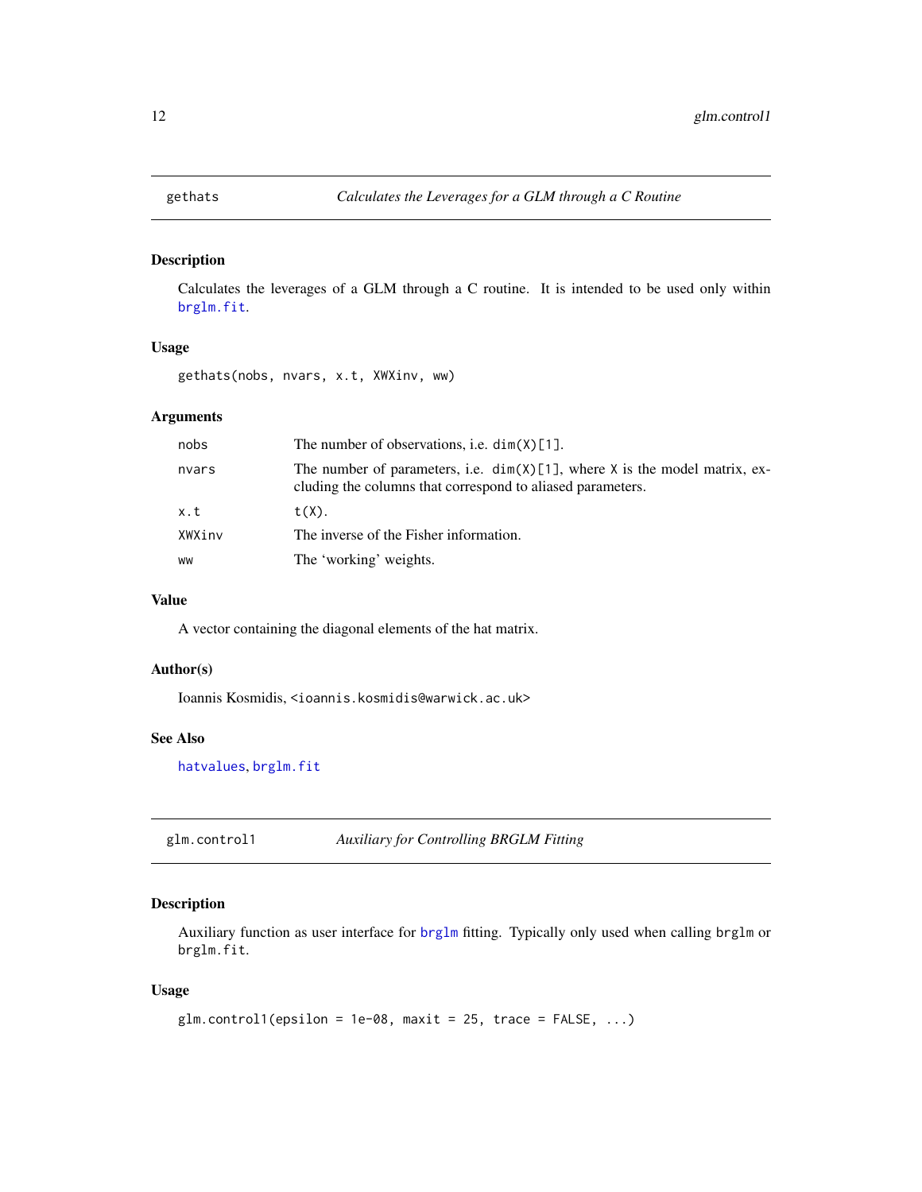## gethats — *Calculates the Leverages for a GLM through a C Routine*

### Description

Calculates the leverages of a GLM through a C routine. It is intended to be used only within `brglm.fit`.

### Usage

```
gethats(nobs, nvars, x.t, XWXinv, ww)
```

### Arguments

| | |
|---|---|
| `nobs` | The number of observations, i.e. `dim(X)[1]`. |
| `nvars` | The number of parameters, i.e. `dim(X)[1]`, where `X` is the model matrix, excluding the columns that correspond to aliased parameters. |
| `x.t` | `t(X)`. |
| `XWXinv` | The inverse of the Fisher information. |
| `ww` | The 'working' weights. |

### Value

A vector containing the diagonal elements of the hat matrix.

### Author(s)

Ioannis Kosmidis, <ioannis.kosmidis@warwick.ac.uk>

### See Also

`hatvalues`, `brglm.fit`

## glm.control1 — *Auxiliary for Controlling BRGLM Fitting*

### Description

Auxiliary function as user interface for `brglm` fitting. Typically only used when calling `brglm` or `brglm.fit`.

### Usage

```
glm.control1(epsilon = 1e-08, maxit = 25, trace = FALSE, ...)
```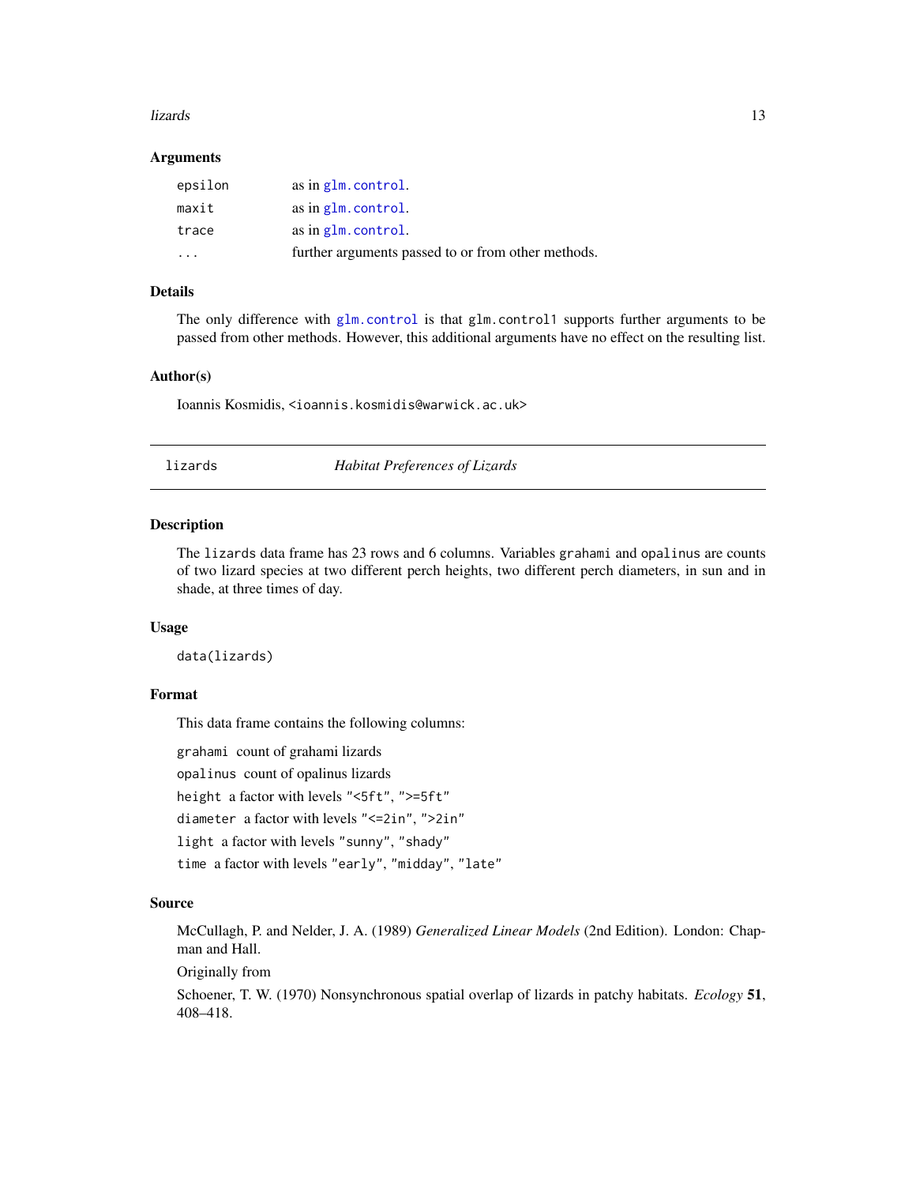### Arguments

| | |
|---|---|
| `epsilon` | as in `glm.control`. |
| `maxit` | as in `glm.control`. |
| `trace` | as in `glm.control`. |
| `...` | further arguments passed to or from other methods. |

### Details

The only difference with `glm.control` is that `glm.control1` supports further arguments to be passed from other methods. However, this additional arguments have no effect on the resulting list.

### Author(s)

Ioannis Kosmidis, <ioannis.kosmidis@warwick.ac.uk>

---

## lizards — *Habitat Preferences of Lizards*

### Description

The `lizards` data frame has 23 rows and 6 columns. Variables `grahami` and `opalinus` are counts of two lizard species at two different perch heights, two different perch diameters, in sun and in shade, at three times of day.

### Usage

```
data(lizards)
```

### Format

This data frame contains the following columns:

- `grahami` count of grahami lizards
- `opalinus` count of opalinus lizards
- `height` a factor with levels `"<5ft"`, `">=5ft"`
- `diameter` a factor with levels `"<=2in"`, `">2in"`
- `light` a factor with levels `"sunny"`, `"shady"`
- `time` a factor with levels `"early"`, `"midday"`, `"late"`

### Source

McCullagh, P. and Nelder, J. A. (1989) *Generalized Linear Models* (2nd Edition). London: Chapman and Hall.

Originally from

Schoener, T. W. (1970) Nonsynchronous spatial overlap of lizards in patchy habitats. *Ecology* **51**, 408–418.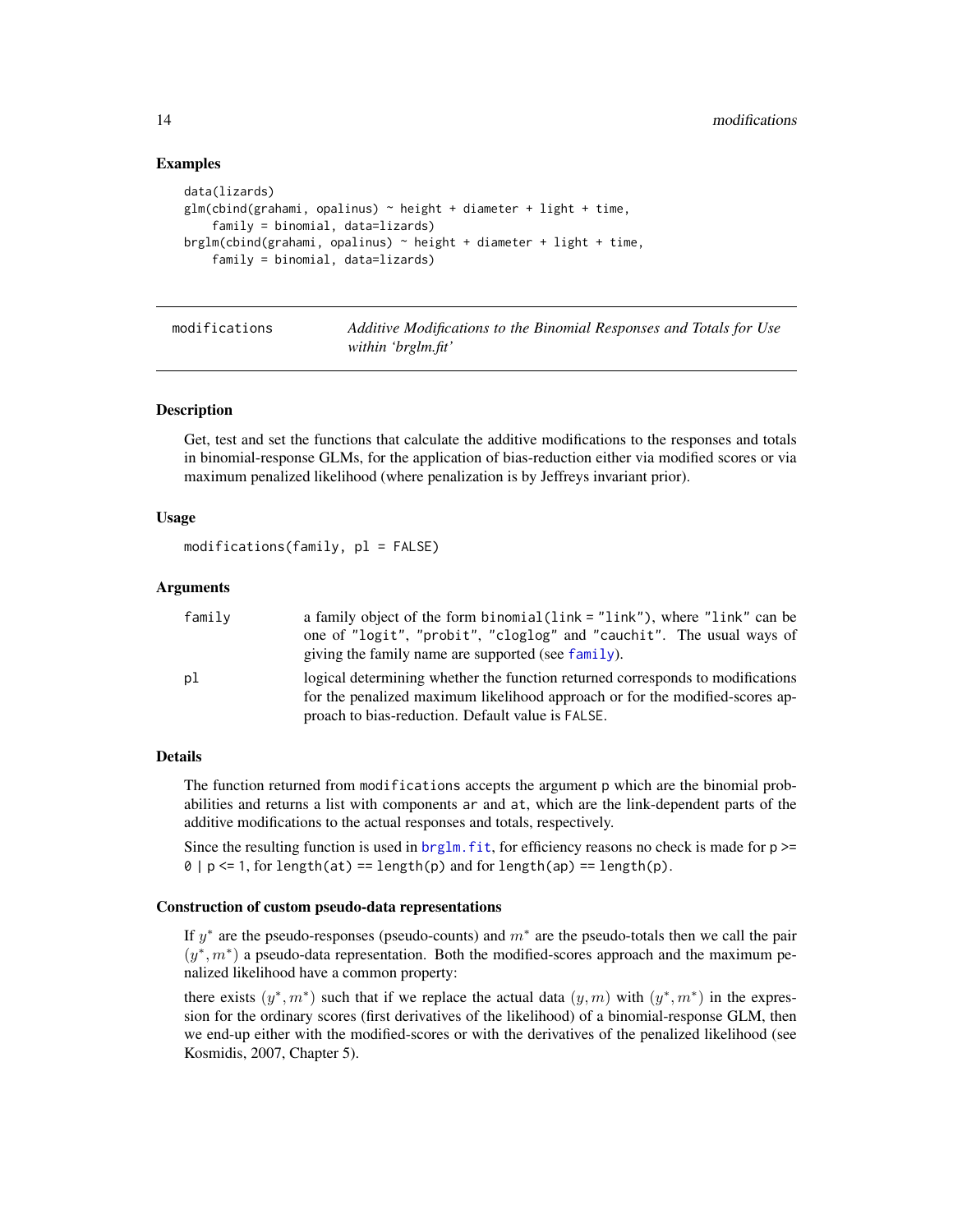### Examples

```
data(lizards)
glm(cbind(grahami, opalinus) ~ height + diameter + light + time,
    family = binomial, data=lizards)
brglm(cbind(grahami, opalinus) ~ height + diameter + light + time,
    family = binomial, data=lizards)
```

---

## modifications — *Additive Modifications to the Binomial Responses and Totals for Use within 'brglm.fit'*

---

### Description

Get, test and set the functions that calculate the additive modifications to the responses and totals in binomial-response GLMs, for the application of bias-reduction either via modified scores or via maximum penalized likelihood (where penalization is by Jeffreys invariant prior).

### Usage

```
modifications(family, pl = FALSE)
```

### Arguments

| | |
|---|---|
| `family` | a family object of the form `binomial(link = "link")`, where `"link"` can be one of `"logit"`, `"probit"`, `"cloglog"` and `"cauchit"`. The usual ways of giving the family name are supported (see `family`). |
| `pl` | logical determining whether the function returned corresponds to modifications for the penalized maximum likelihood approach or for the modified-scores approach to bias-reduction. Default value is `FALSE`. |

### Details

The function returned from `modifications` accepts the argument `p` which are the binomial probabilities and returns a list with components `ar` and `at`, which are the link-dependent parts of the additive modifications to the actual responses and totals, respectively.

Since the resulting function is used in `brglm.fit`, for efficiency reasons no check is made for `p >= 0 | p <= 1`, for `length(at) == length(p)` and for `length(ap) == length(p)`.

### Construction of custom pseudo-data representations

If $y^*$ are the pseudo-responses (pseudo-counts) and $m^*$ are the pseudo-totals then we call the pair $(y^*, m^*)$ a pseudo-data representation. Both the modified-scores approach and the maximum penalized likelihood have a common property:

there exists $(y^*, m^*)$ such that if we replace the actual data $(y, m)$ with $(y^*, m^*)$ in the expression for the ordinary scores (first derivatives of the likelihood) of a binomial-response GLM, then we end-up either with the modified-scores or with the derivatives of the penalized likelihood (see Kosmidis, 2007, Chapter 5).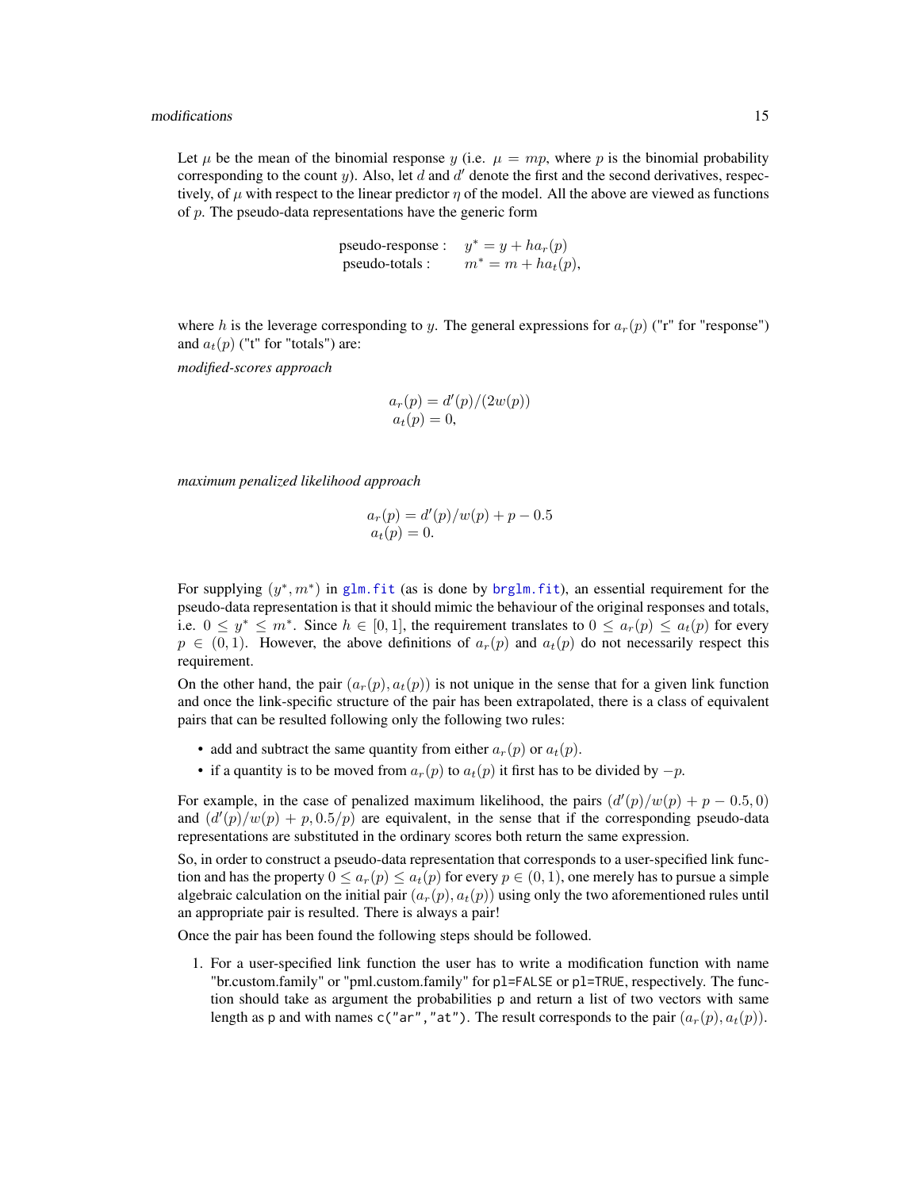Let $\mu$ be the mean of the binomial response $y$ (i.e. $\mu = mp$, where $p$ is the binomial probability corresponding to the count $y$). Also, let $d$ and $d'$ denote the first and the second derivatives, respectively, of $\mu$ with respect to the linear predictor $\eta$ of the model. All the above are viewed as functions of $p$. The pseudo-data representations have the generic form

$$
\begin{array}{ll}
\text{pseudo-response :} & y^* = y + h a_r(p) \\
\text{pseudo-totals :} & m^* = m + h a_t(p),
\end{array}
$$

where $h$ is the leverage corresponding to $y$. The general expressions for $a_r(p)$ ("r" for "response") and $a_t(p)$ ("t" for "totals") are:

*modified-scores approach*

$$
\begin{array}{l}
a_r(p) = d'(p)/(2w(p)) \\
a_t(p) = 0,
\end{array}
$$

*maximum penalized likelihood approach*

$$
\begin{array}{l}
a_r(p) = d'(p)/w(p) + p - 0.5 \\
a_t(p) = 0.
\end{array}
$$

For supplying $(y^*, m^*)$ in `glm.fit` (as is done by `brglm.fit`), an essential requirement for the pseudo-data representation is that it should mimic the behaviour of the original responses and totals, i.e. $0 \leq y^* \leq m^*$. Since $h \in [0, 1]$, the requirement translates to $0 \leq a_r(p) \leq a_t(p)$ for every $p \in (0, 1)$. However, the above definitions of $a_r(p)$ and $a_t(p)$ do not necessarily respect this requirement.

On the other hand, the pair $(a_r(p), a_t(p))$ is not unique in the sense that for a given link function and once the link-specific structure of the pair has been extrapolated, there is a class of equivalent pairs that can be resulted following only the following two rules:

- add and subtract the same quantity from either $a_r(p)$ or $a_t(p)$.
- if a quantity is to be moved from $a_r(p)$ to $a_t(p)$ it first has to be divided by $-p$.

For example, in the case of penalized maximum likelihood, the pairs $(d'(p)/w(p) + p - 0.5, 0)$ and $(d'(p)/w(p) + p, 0.5/p)$ are equivalent, in the sense that if the corresponding pseudo-data representations are substituted in the ordinary scores both return the same expression.

So, in order to construct a pseudo-data representation that corresponds to a user-specified link function and has the property $0 \leq a_r(p) \leq a_t(p)$ for every $p \in (0, 1)$, one merely has to pursue a simple algebraic calculation on the initial pair $(a_r(p), a_t(p))$ using only the two aforementioned rules until an appropriate pair is resulted. There is always a pair!

Once the pair has been found the following steps should be followed.

1. For a user-specified link function the user has to write a modification function with name "br.custom.family" or "pml.custom.family" for `pl=FALSE` or `pl=TRUE`, respectively. The function should take as argument the probabilities `p` and return a list of two vectors with same length as `p` and with names `c("ar","at")`. The result corresponds to the pair $(a_r(p), a_t(p))$.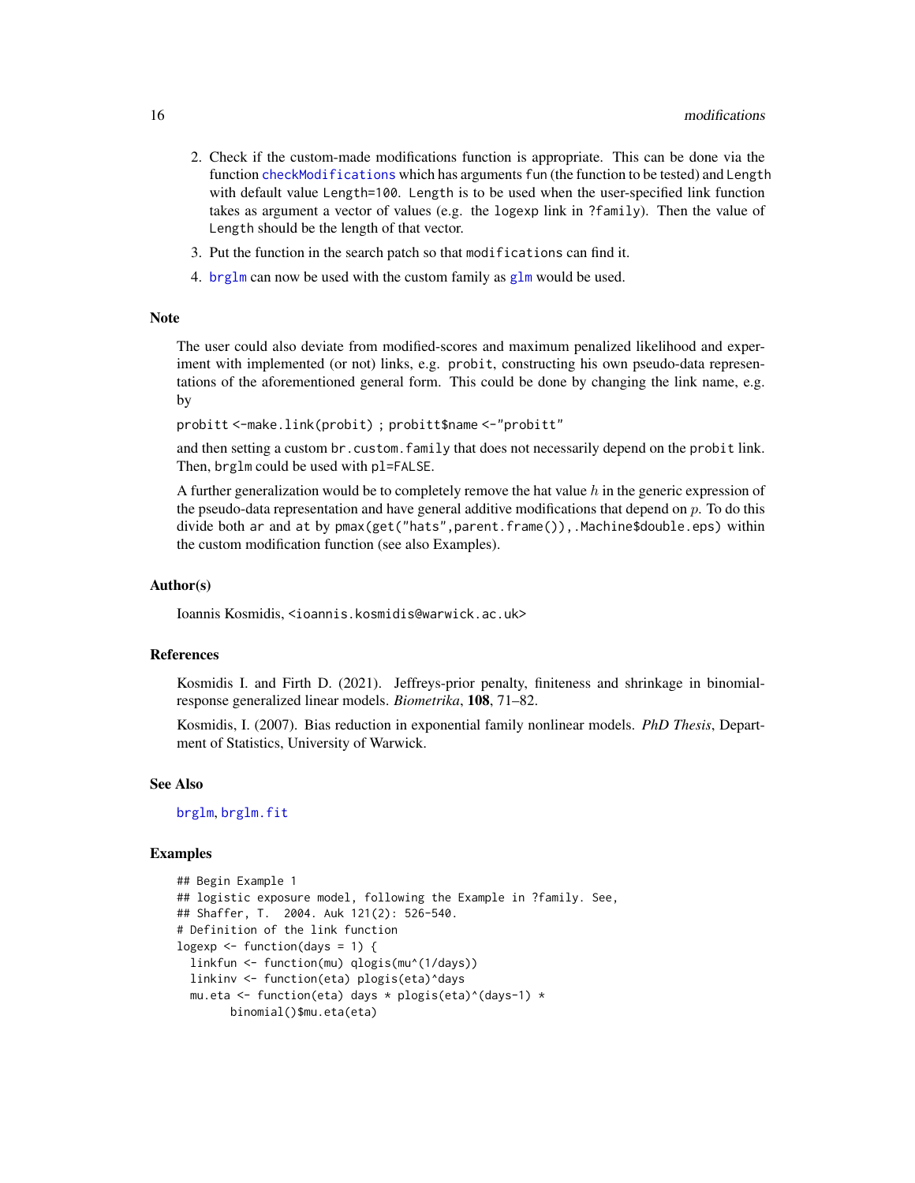2. Check if the custom-made modifications function is appropriate. This can be done via the function `checkModifications` which has arguments `fun` (the function to be tested) and `Length` with default value `Length=100`. `Length` is to be used when the user-specified link function takes as argument a vector of values (e.g. the `logexp` link in `?family`). Then the value of `Length` should be the length of that vector.
3. Put the function in the search patch so that `modifications` can find it.
4. `brglm` can now be used with the custom family as `glm` would be used.

## Note

The user could also deviate from modified-scores and maximum penalized likelihood and experiment with implemented (or not) links, e.g. `probit`, constructing his own pseudo-data representations of the aforementioned general form. This could be done by changing the link name, e.g. by

`probitt <-make.link(probit) ; probitt$name <-"probitt"`

and then setting a custom `br.custom.family` that does not necessarily depend on the `probit` link. Then, `brglm` could be used with `pl=FALSE`.

A further generalization would be to completely remove the hat value $h$ in the generic expression of the pseudo-data representation and have general additive modifications that depend on $p$. To do this divide both `ar` and `at` by `pmax(get("hats",parent.frame()),.Machine$double.eps)` within the custom modification function (see also Examples).

## Author(s)

Ioannis Kosmidis, <ioannis.kosmidis@warwick.ac.uk>

## References

Kosmidis I. and Firth D. (2021). Jeffreys-prior penalty, finiteness and shrinkage in binomial-response generalized linear models. *Biometrika*, **108**, 71–82.

Kosmidis, I. (2007). Bias reduction in exponential family nonlinear models. *PhD Thesis*, Department of Statistics, University of Warwick.

## See Also

`brglm`, `brglm.fit`

## Examples

```
## Begin Example 1
## logistic exposure model, following the Example in ?family. See,
## Shaffer, T.  2004. Auk 121(2): 526-540.
# Definition of the link function
logexp <- function(days = 1) {
  linkfun <- function(mu) qlogis(mu^(1/days))
  linkinv <- function(eta) plogis(eta)^days
  mu.eta <- function(eta) days * plogis(eta)^(days-1) *
        binomial()$mu.eta(eta)
```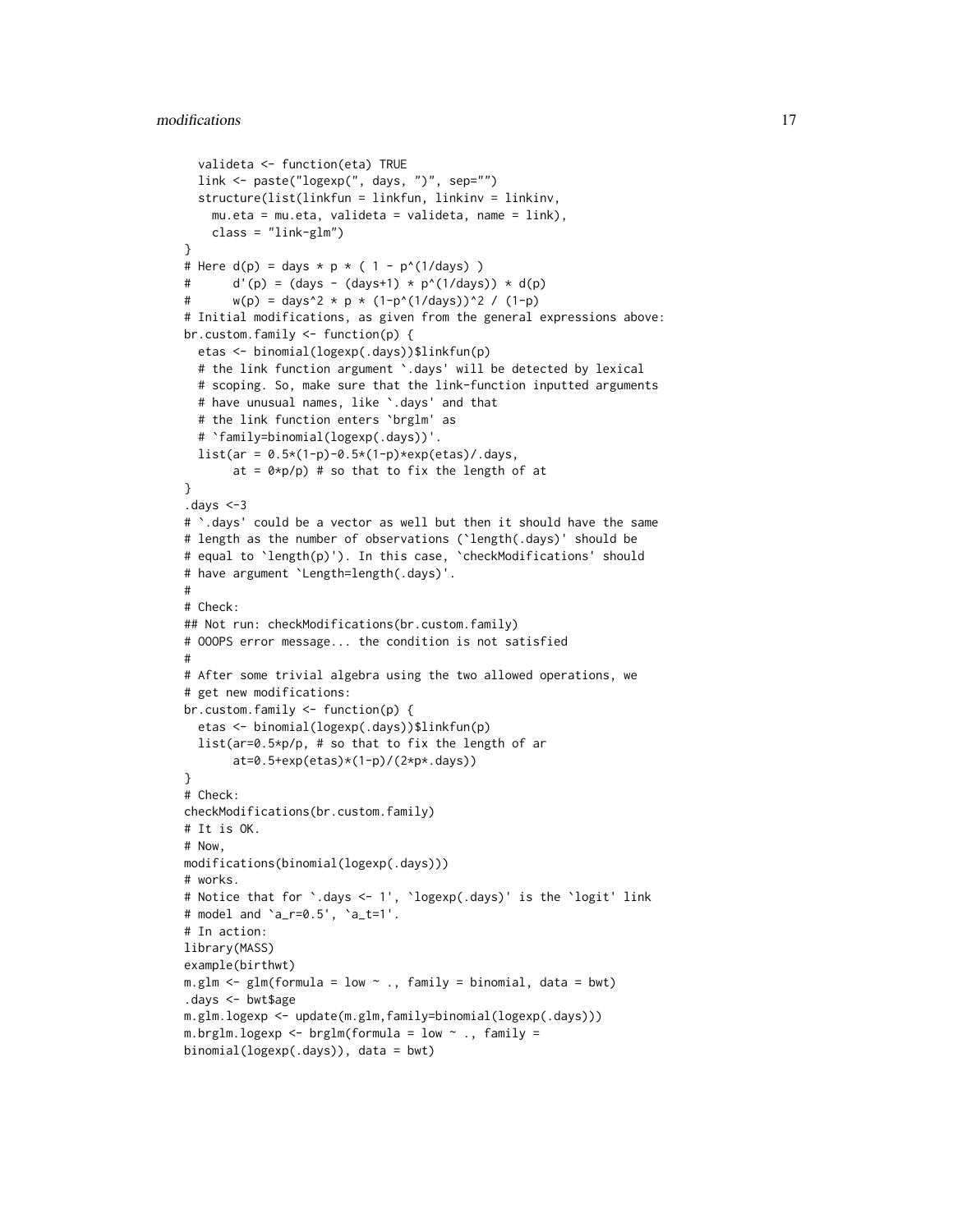```
  valideta <- function(eta) TRUE
  link <- paste("logexp(", days, ")", sep="")
  structure(list(linkfun = linkfun, linkinv = linkinv,
    mu.eta = mu.eta, valideta = valideta, name = link),
    class = "link-glm")
}
# Here d(p) = days * p * ( 1 - p^(1/days) )
#      d'(p) = (days - (days+1) * p^(1/days)) * d(p)
#      w(p) = days^2 * p * (1-p^(1/days))^2 / (1-p)
# Initial modifications, as given from the general expressions above:
br.custom.family <- function(p) {
  etas <- binomial(logexp(.days))$linkfun(p)
  # the link function argument `.days' will be detected by lexical
  # scoping. So, make sure that the link-function inputted arguments
  # have unusual names, like `.days' and that
  # the link function enters `brglm' as
  # `family=binomial(logexp(.days))'.
  list(ar = 0.5*(1-p)-0.5*(1-p)*exp(etas)/.days,
       at = 0*p/p) # so that to fix the length of at
}
.days <-3
# `.days' could be a vector as well but then it should have the same
# length as the number of observations (`length(.days)' should be
# equal to `length(p)'). In this case, `checkModifications' should
# have argument `Length=length(.days)'.
#
# Check:
## Not run: checkModifications(br.custom.family)
# OOOPS error message... the condition is not satisfied
#
# After some trivial algebra using the two allowed operations, we
# get new modifications:
br.custom.family <- function(p) {
  etas <- binomial(logexp(.days))$linkfun(p)
  list(ar=0.5*p/p, # so that to fix the length of ar
       at=0.5+exp(etas)*(1-p)/(2*p*.days))
}
# Check:
checkModifications(br.custom.family)
# It is OK.
# Now,
modifications(binomial(logexp(.days)))
# works.
# Notice that for `.days <- 1', `logexp(.days)' is the `logit' link
# model and `a_r=0.5', `a_t=1'.
# In action:
library(MASS)
example(birthwt)
m.glm <- glm(formula = low ~ ., family = binomial, data = bwt)
.days <- bwt$age
m.glm.logexp <- update(m.glm,family=binomial(logexp(.days)))
m.brglm.logexp <- brglm(formula = low ~ ., family =
binomial(logexp(.days)), data = bwt)
```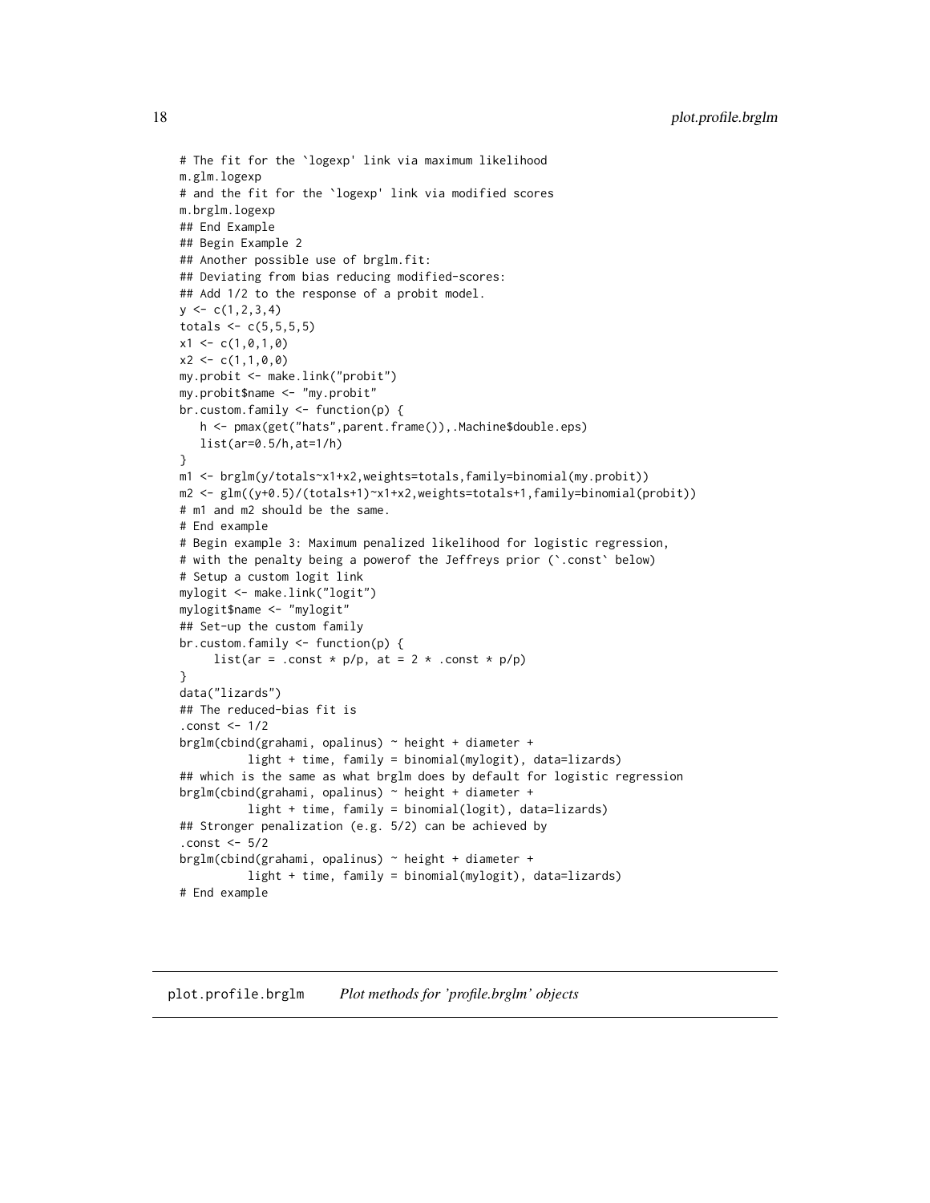```
# The fit for the `logexp' link via maximum likelihood
m.glm.logexp
# and the fit for the `logexp' link via modified scores
m.brglm.logexp
## End Example
## Begin Example 2
## Another possible use of brglm.fit:
## Deviating from bias reducing modified-scores:
## Add 1/2 to the response of a probit model.
y <- c(1,2,3,4)
totals <- c(5,5,5,5)
x1 <- c(1,0,1,0)
x2 <- c(1,1,0,0)
my.probit <- make.link("probit")
my.probit$name <- "my.probit"
br.custom.family <- function(p) {
   h <- pmax(get("hats",parent.frame()),.Machine$double.eps)
   list(ar=0.5/h,at=1/h)
}
m1 <- brglm(y/totals~x1+x2,weights=totals,family=binomial(my.probit))
m2 <- glm((y+0.5)/(totals+1)~x1+x2,weights=totals+1,family=binomial(probit))
# m1 and m2 should be the same.
# End example
# Begin example 3: Maximum penalized likelihood for logistic regression,
# with the penalty being a powerof the Jeffreys prior (`.const` below)
# Setup a custom logit link
mylogit <- make.link("logit")
mylogit$name <- "mylogit"
## Set-up the custom family
br.custom.family <- function(p) {
     list(ar = .const * p/p, at = 2 * .const * p/p)
}
data("lizards")
## The reduced-bias fit is
.const <- 1/2
brglm(cbind(grahami, opalinus) ~ height + diameter +
          light + time, family = binomial(mylogit), data=lizards)
## which is the same as what brglm does by default for logistic regression
brglm(cbind(grahami, opalinus) ~ height + diameter +
          light + time, family = binomial(logit), data=lizards)
## Stronger penalization (e.g. 5/2) can be achieved by
.const <- 5/2
brglm(cbind(grahami, opalinus) ~ height + diameter +
          light + time, family = binomial(mylogit), data=lizards)
# End example
```

## plot.profile.brglm *Plot methods for 'profile.brglm' objects*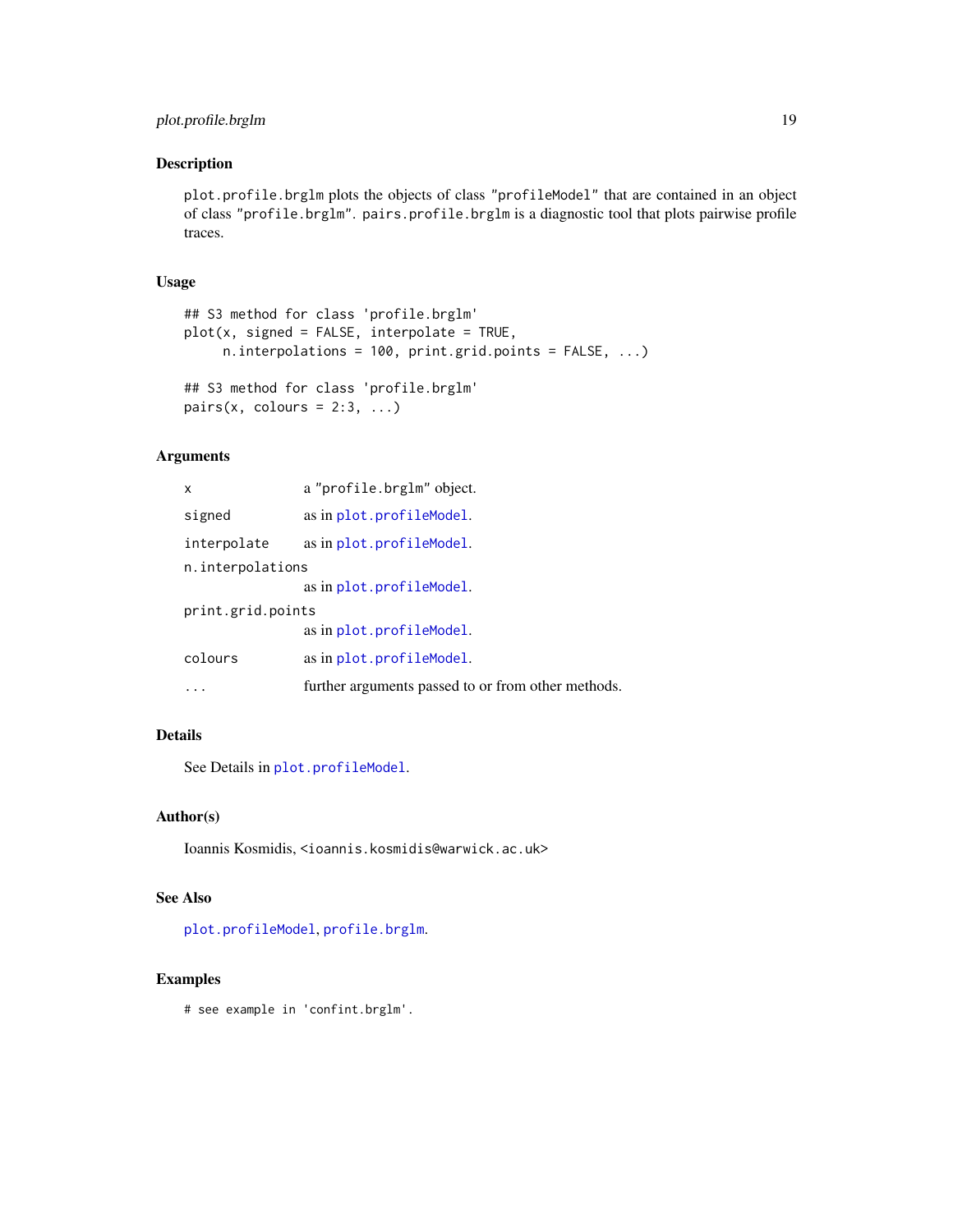## Description

`plot.profile.brglm` plots the objects of class "profileModel" that are contained in an object of class "profile.brglm". `pairs.profile.brglm` is a diagnostic tool that plots pairwise profile traces.

## Usage

```
## S3 method for class 'profile.brglm'
plot(x, signed = FALSE, interpolate = TRUE,
     n.interpolations = 100, print.grid.points = FALSE, ...)

## S3 method for class 'profile.brglm'
pairs(x, colours = 2:3, ...)
```

## Arguments

| | |
|---|---|
| x | a "profile.brglm" object. |
| signed | as in plot.profileModel. |
| interpolate | as in plot.profileModel. |
| n.interpolations | as in plot.profileModel. |
| print.grid.points | as in plot.profileModel. |
| colours | as in plot.profileModel. |
| ... | further arguments passed to or from other methods. |

## Details

See Details in plot.profileModel.

## Author(s)

Ioannis Kosmidis, <ioannis.kosmidis@warwick.ac.uk>

## See Also

plot.profileModel, profile.brglm.

## Examples

```
# see example in 'confint.brglm'.
```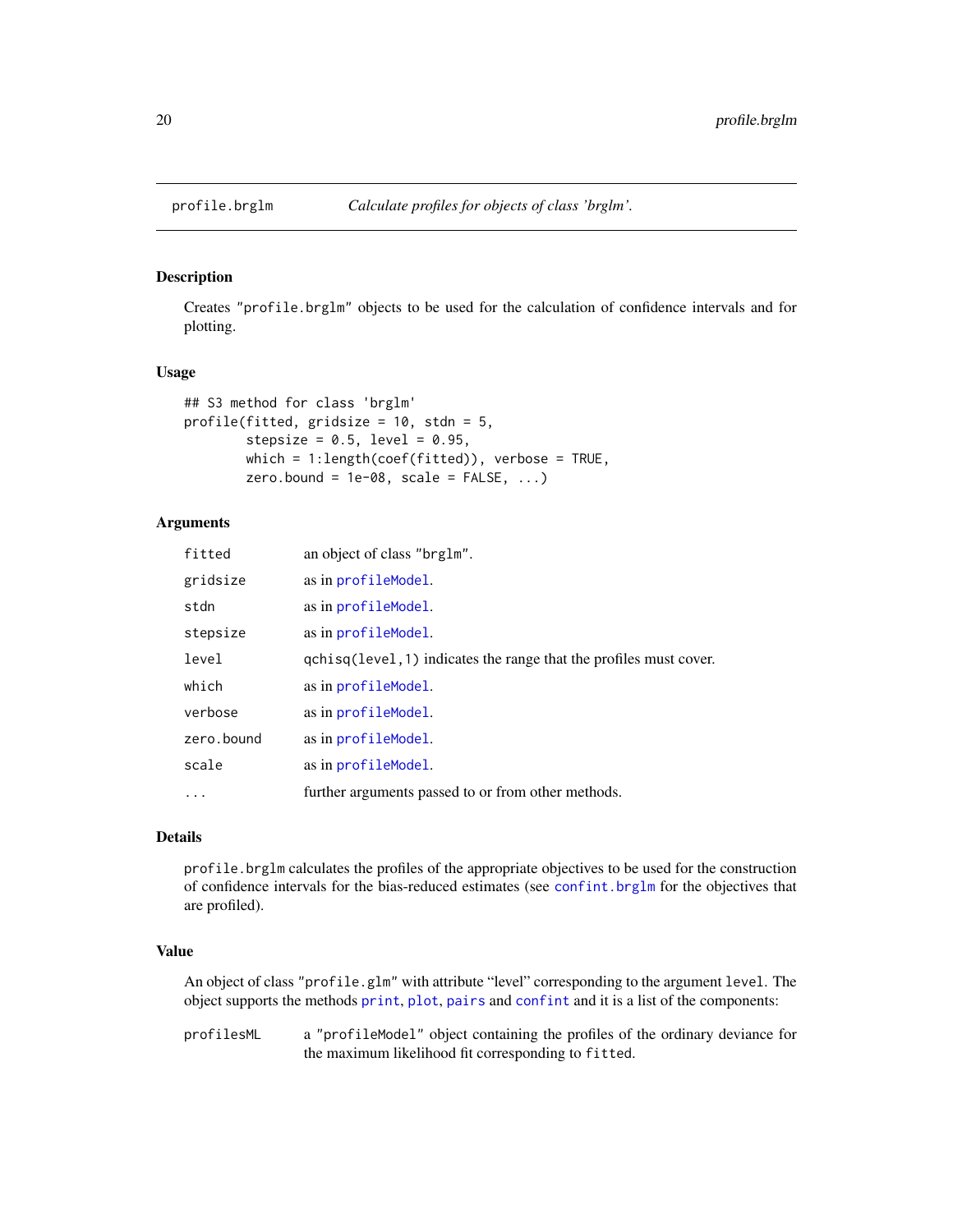## profile.brglm — *Calculate profiles for objects of class 'brglm'.*

### Description

Creates "profile.brglm" objects to be used for the calculation of confidence intervals and for plotting.

### Usage

```
## S3 method for class 'brglm'
profile(fitted, gridsize = 10, stdn = 5,
        stepsize = 0.5, level = 0.95,
        which = 1:length(coef(fitted)), verbose = TRUE,
        zero.bound = 1e-08, scale = FALSE, ...)
```

### Arguments

| | |
|---|---|
| `fitted` | an object of class "brglm". |
| `gridsize` | as in `profileModel`. |
| `stdn` | as in `profileModel`. |
| `stepsize` | as in `profileModel`. |
| `level` | `qchisq(level,1)` indicates the range that the profiles must cover. |
| `which` | as in `profileModel`. |
| `verbose` | as in `profileModel`. |
| `zero.bound` | as in `profileModel`. |
| `scale` | as in `profileModel`. |
| `...` | further arguments passed to or from other methods. |

### Details

`profile.brglm` calculates the profiles of the appropriate objectives to be used for the construction of confidence intervals for the bias-reduced estimates (see `confint.brglm` for the objectives that are profiled).

### Value

An object of class "profile.glm" with attribute "level" corresponding to the argument `level`. The object supports the methods `print`, `plot`, `pairs` and `confint` and it is a list of the components:

| | |
|---|---|
| `profilesML` | a "profileModel" object containing the profiles of the ordinary deviance for the maximum likelihood fit corresponding to `fitted`. |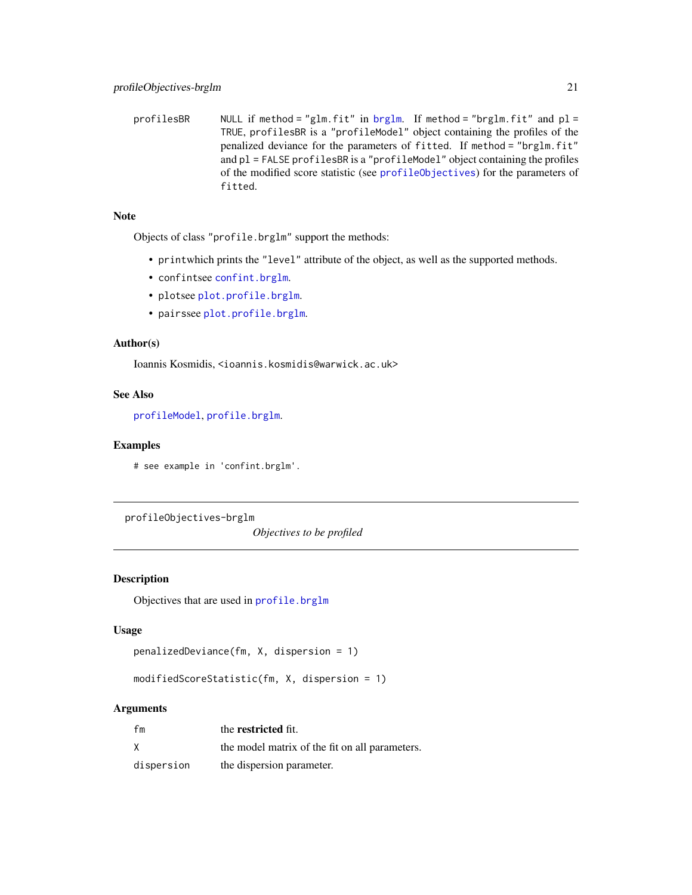| | |
|---|---|
| profilesBR | NULL if method = "glm.fit" in brglm. If method = "brglm.fit" and pl = TRUE, profilesBR is a "profileModel" object containing the profiles of the penalized deviance for the parameters of fitted. If method = "brglm.fit" and pl = FALSE profilesBR is a "profileModel" object containing the profiles of the modified score statistic (see profileObjectives) for the parameters of fitted. |

### Note

Objects of class "profile.brglm" support the methods:

- printwhich prints the "level" attribute of the object, as well as the supported methods.
- confintsee confint.brglm.
- plotsee plot.profile.brglm.
- pairssee plot.profile.brglm.

### Author(s)

Ioannis Kosmidis, <ioannis.kosmidis@warwick.ac.uk>

### See Also

profileModel, profile.brglm.

### Examples

```
# see example in 'confint.brglm'.
```

---

## profileObjectives-brglm    *Objectives to be profiled*

---

### Description

Objectives that are used in profile.brglm

### Usage

```
penalizedDeviance(fm, X, dispersion = 1)

modifiedScoreStatistic(fm, X, dispersion = 1)
```

### Arguments

| | |
|---|---|
| fm | the **restricted** fit. |
| X | the model matrix of the fit on all parameters. |
| dispersion | the dispersion parameter. |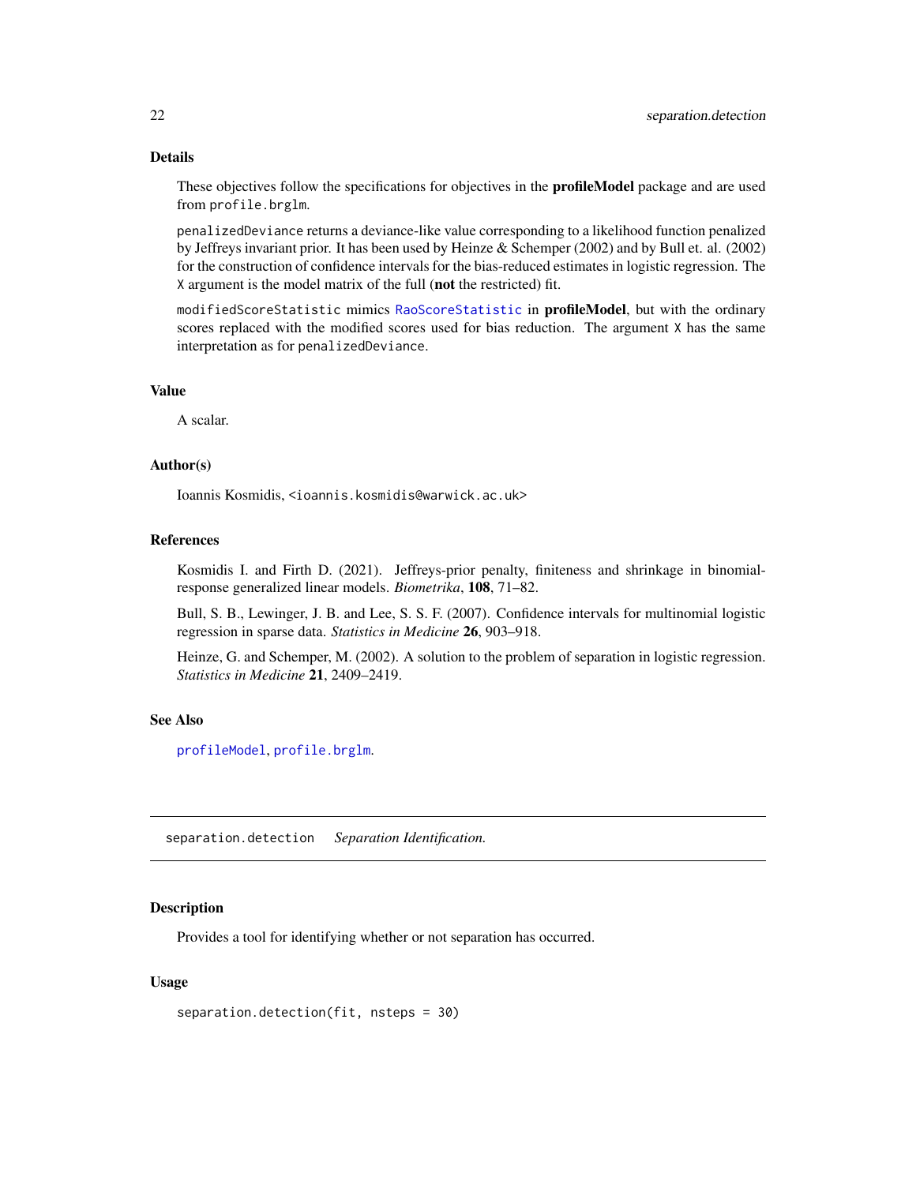### Details

These objectives follow the specifications for objectives in the **profileModel** package and are used from `profile.brglm`.

`penalizedDeviance` returns a deviance-like value corresponding to a likelihood function penalized by Jeffreys invariant prior. It has been used by Heinze & Schemper (2002) and by Bull et. al. (2002) for the construction of confidence intervals for the bias-reduced estimates in logistic regression. The `X` argument is the model matrix of the full (**not** the restricted) fit.

`modifiedScoreStatistic` mimics `RaoScoreStatistic` in **profileModel**, but with the ordinary scores replaced with the modified scores used for bias reduction. The argument `X` has the same interpretation as for `penalizedDeviance`.

### Value

A scalar.

### Author(s)

Ioannis Kosmidis, <ioannis.kosmidis@warwick.ac.uk>

### References

Kosmidis I. and Firth D. (2021). Jeffreys-prior penalty, finiteness and shrinkage in binomial-response generalized linear models. *Biometrika*, **108**, 71–82.

Bull, S. B., Lewinger, J. B. and Lee, S. S. F. (2007). Confidence intervals for multinomial logistic regression in sparse data. *Statistics in Medicine* **26**, 903–918.

Heinze, G. and Schemper, M. (2002). A solution to the problem of separation in logistic regression. *Statistics in Medicine* **21**, 2409–2419.

### See Also

`profileModel`, `profile.brglm`.

---

## separation.detection    *Separation Identification.*

### Description

Provides a tool for identifying whether or not separation has occurred.

### Usage

```
separation.detection(fit, nsteps = 30)
```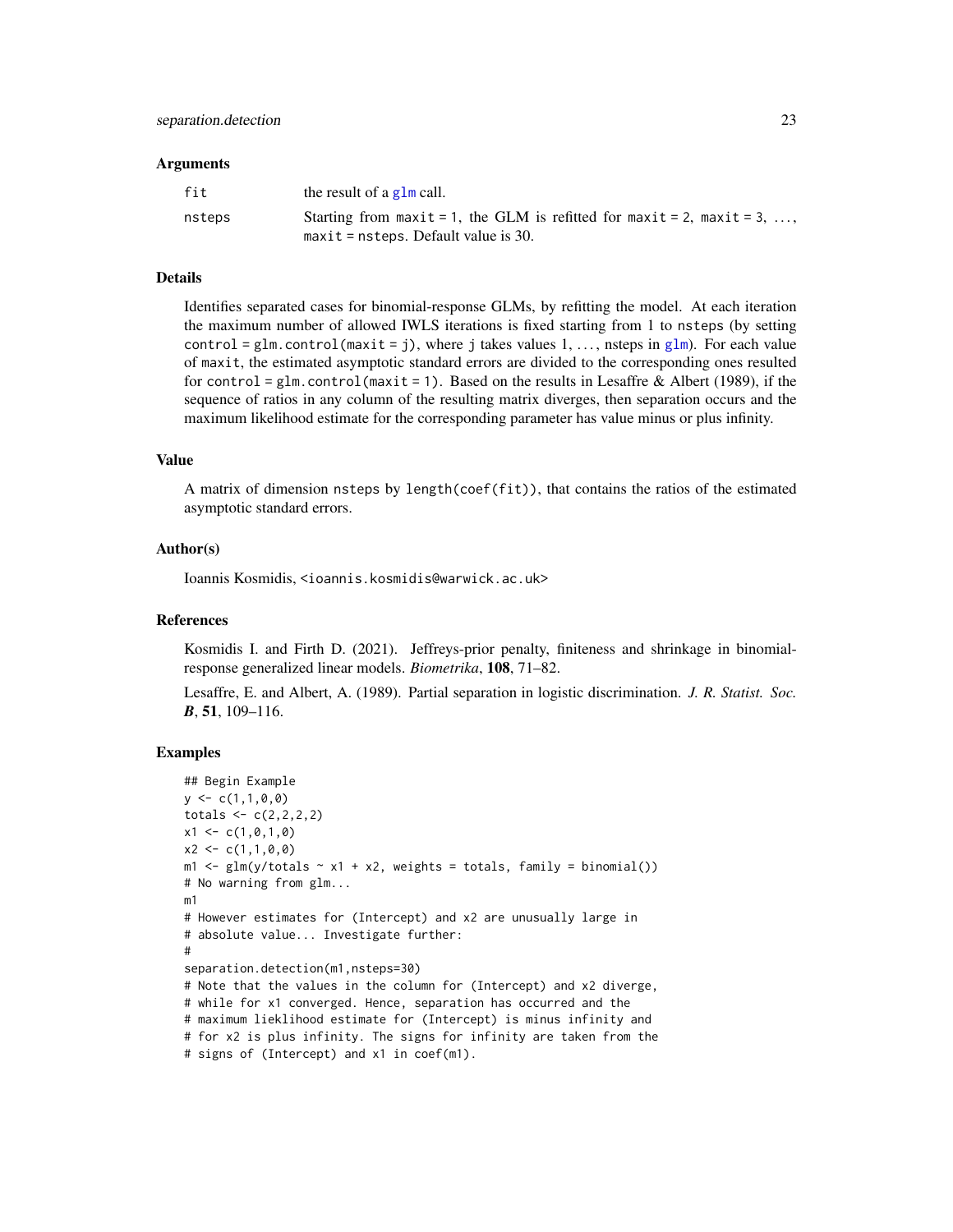### Arguments

| | |
|---|---|
| fit | the result of a glm call. |
| nsteps | Starting from maxit = 1, the GLM is refitted for maxit = 2, maxit = 3, ..., maxit = nsteps. Default value is 30. |

### Details

Identifies separated cases for binomial-response GLMs, by refitting the model. At each iteration the maximum number of allowed IWLS iterations is fixed starting from 1 to nsteps (by setting control = glm.control(maxit = j), where j takes values 1, ..., nsteps in glm). For each value of maxit, the estimated asymptotic standard errors are divided to the corresponding ones resulted for control = glm.control(maxit = 1). Based on the results in Lesaffre & Albert (1989), if the sequence of ratios in any column of the resulting matrix diverges, then separation occurs and the maximum likelihood estimate for the corresponding parameter has value minus or plus infinity.

### Value

A matrix of dimension nsteps by length(coef(fit)), that contains the ratios of the estimated asymptotic standard errors.

### Author(s)

Ioannis Kosmidis, <ioannis.kosmidis@warwick.ac.uk>

### References

Kosmidis I. and Firth D. (2021). Jeffreys-prior penalty, finiteness and shrinkage in binomial-response generalized linear models. *Biometrika*, **108**, 71–82.

Lesaffre, E. and Albert, A. (1989). Partial separation in logistic discrimination. *J. R. Statist. Soc.* ***B***, **51**, 109–116.

### Examples

```
## Begin Example
y <- c(1,1,0,0)
totals <- c(2,2,2,2)
x1 <- c(1,0,1,0)
x2 <- c(1,1,0,0)
m1 <- glm(y/totals ~ x1 + x2, weights = totals, family = binomial())
# No warning from glm...
m1
# However estimates for (Intercept) and x2 are unusually large in
# absolute value... Investigate further:
#
separation.detection(m1,nsteps=30)
# Note that the values in the column for (Intercept) and x2 diverge,
# while for x1 converged. Hence, separation has occurred and the
# maximum lieklihood estimate for (Intercept) is minus infinity and
# for x2 is plus infinity. The signs for infinity are taken from the
# signs of (Intercept) and x1 in coef(m1).
```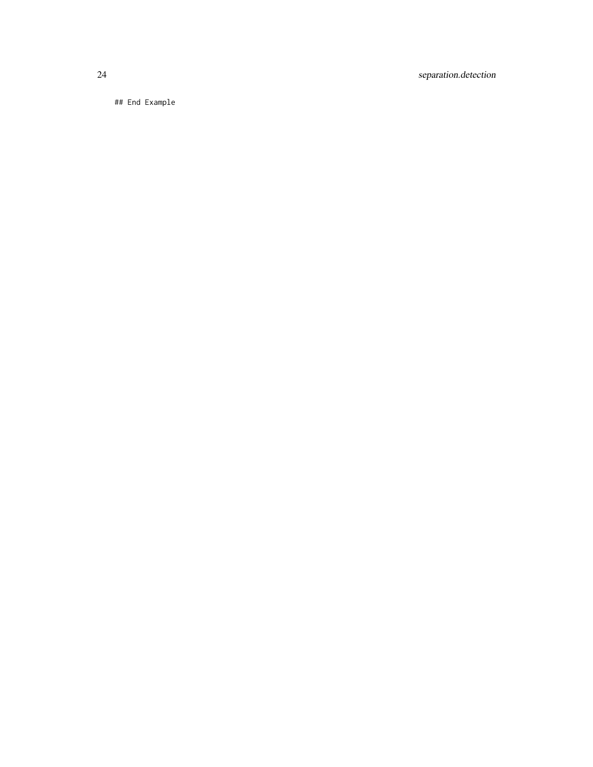```
## End Example
```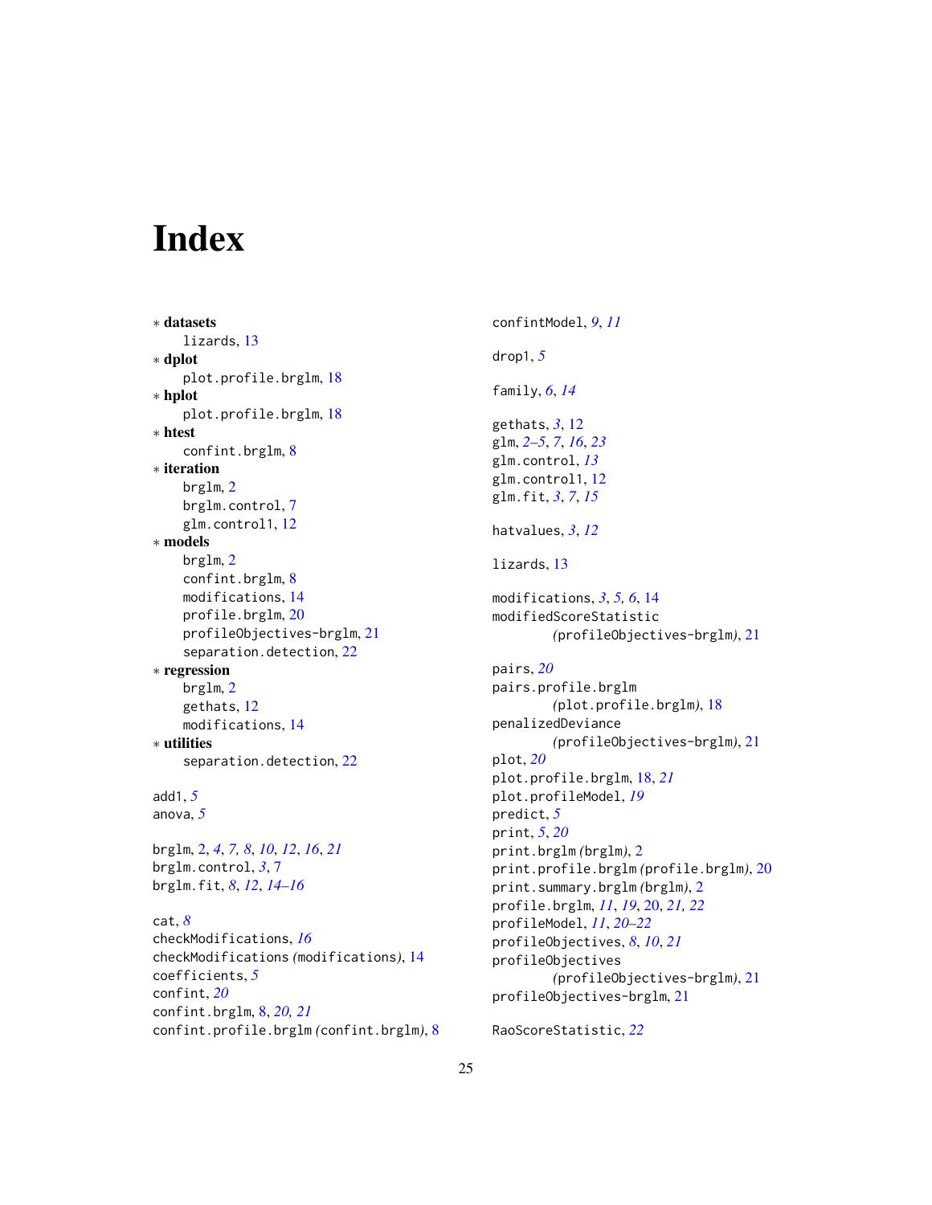# Index

∗ **datasets**
  lizards, 13
∗ **dplot**
  plot.profile.brglm, 18
∗ **hplot**
  plot.profile.brglm, 18
∗ **htest**
  confint.brglm, 8
∗ **iteration**
  brglm, 2
  brglm.control, 7
  glm.control1, 12
∗ **models**
  brglm, 2
  confint.brglm, 8
  modifications, 14
  profile.brglm, 20
  profileObjectives-brglm, 21
  separation.detection, 22
∗ **regression**
  brglm, 2
  gethats, 12
  modifications, 14
∗ **utilities**
  separation.detection, 22

add1, *5*
anova, *5*

brglm, 2, *4*, *7, 8*, *10*, *12*, *16*, *21*
brglm.control, *3*, 7
brglm.fit, *8*, *12*, *14–16*

cat, *8*
checkModifications, *16*
checkModifications *(*modifications*)*, 14
coefficients, *5*
confint, *20*
confint.brglm, 8, *20, 21*
confint.profile.brglm *(*confint.brglm*)*, 8
confintModel, *9*, *11*

drop1, *5*

family, *6*, *14*

gethats, *3*, 12
glm, *2–5*, *7*, *16*, *23*
glm.control, *13*
glm.control1, 12
glm.fit, *3*, *7*, *15*

hatvalues, *3*, *12*

lizards, 13

modifications, *3*, *5, 6*, 14
modifiedScoreStatistic
  *(*profileObjectives-brglm*)*, 21

pairs, *20*
pairs.profile.brglm
  *(*plot.profile.brglm*)*, 18
penalizedDeviance
  *(*profileObjectives-brglm*)*, 21
plot, *20*
plot.profile.brglm, 18, *21*
plot.profileModel, *19*
predict, *5*
print, *5*, *20*
print.brglm *(*brglm*)*, 2
print.profile.brglm *(*profile.brglm*)*, 20
print.summary.brglm *(*brglm*)*, 2
profile.brglm, *11*, *19*, 20, *21, 22*
profileModel, *11*, *20–22*
profileObjectives, *8*, *10*, *21*
profileObjectives
  *(*profileObjectives-brglm*)*, 21
profileObjectives-brglm, 21

RaoScoreStatistic, *22*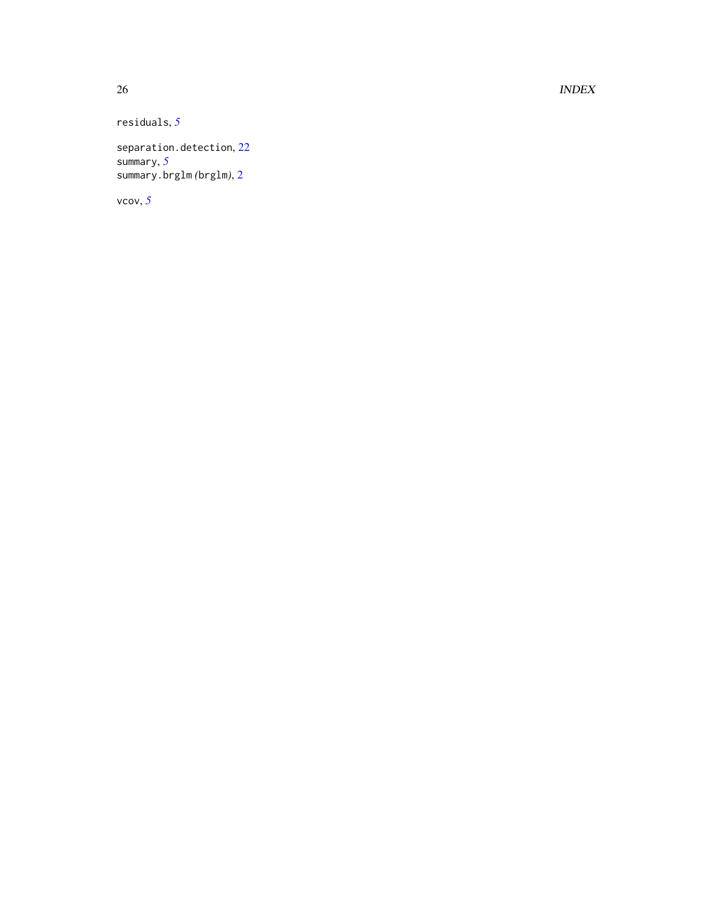residuals, *5*

separation.detection, 22
summary, *5*
summary.brglm *(*brglm*)*, 2

vcov, *5*